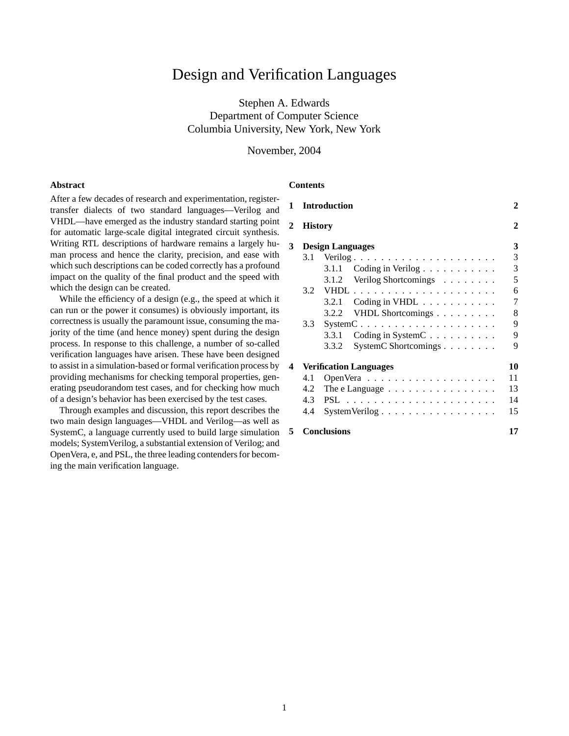# Design and Verification Languages

Stephen A. Edwards
Department of Computer Science
Columbia University, New York, New York

November, 2004

### Abstract

After a few decades of research and experimentation, register-transfer dialects of two standard languages—Verilog and VHDL—have emerged as the industry standard starting point for automatic large-scale digital integrated circuit synthesis. Writing RTL descriptions of hardware remains a largely human process and hence the clarity, precision, and ease with which such descriptions can be coded correctly has a profound impact on the quality of the final product and the speed with which the design can be created.

While the efficiency of a design (e.g., the speed at which it can run or the power it consumes) is obviously important, its correctness is usually the paramount issue, consuming the majority of the time (and hence money) spent during the design process. In response to this challenge, a number of so-called verification languages have arisen. These have been designed to assist in a simulation-based or formal verification process by providing mechanisms for checking temporal properties, generating pseudorandom test cases, and for checking how much of a design's behavior has been exercised by the test cases.

Through examples and discussion, this report describes the two main design languages—VHDL and Verilog—as well as SystemC, a language currently used to build large simulation models; SystemVerilog, a substantial extension of Verilog; and OpenVera, e, and PSL, the three leading contenders for becoming the main verification language.

### Contents

- **1 Introduction** — **2**
- **2 History** — **2**
- **3 Design Languages** — **3**
  - 3.1 Verilog — 3
    - 3.1.1 Coding in Verilog — 3
    - 3.1.2 Verilog Shortcomings — 5
  - 3.2 VHDL — 6
    - 3.2.1 Coding in VHDL — 7
    - 3.2.2 VHDL Shortcomings — 8
  - 3.3 SystemC — 9
    - 3.3.1 Coding in SystemC — 9
    - 3.3.2 SystemC Shortcomings — 9
- **4 Verification Languages** — **10**
  - 4.1 OpenVera — 11
  - 4.2 The e Language — 13
  - 4.3 PSL — 14
  - 4.4 SystemVerilog — 15
- **5 Conclusions** — **17**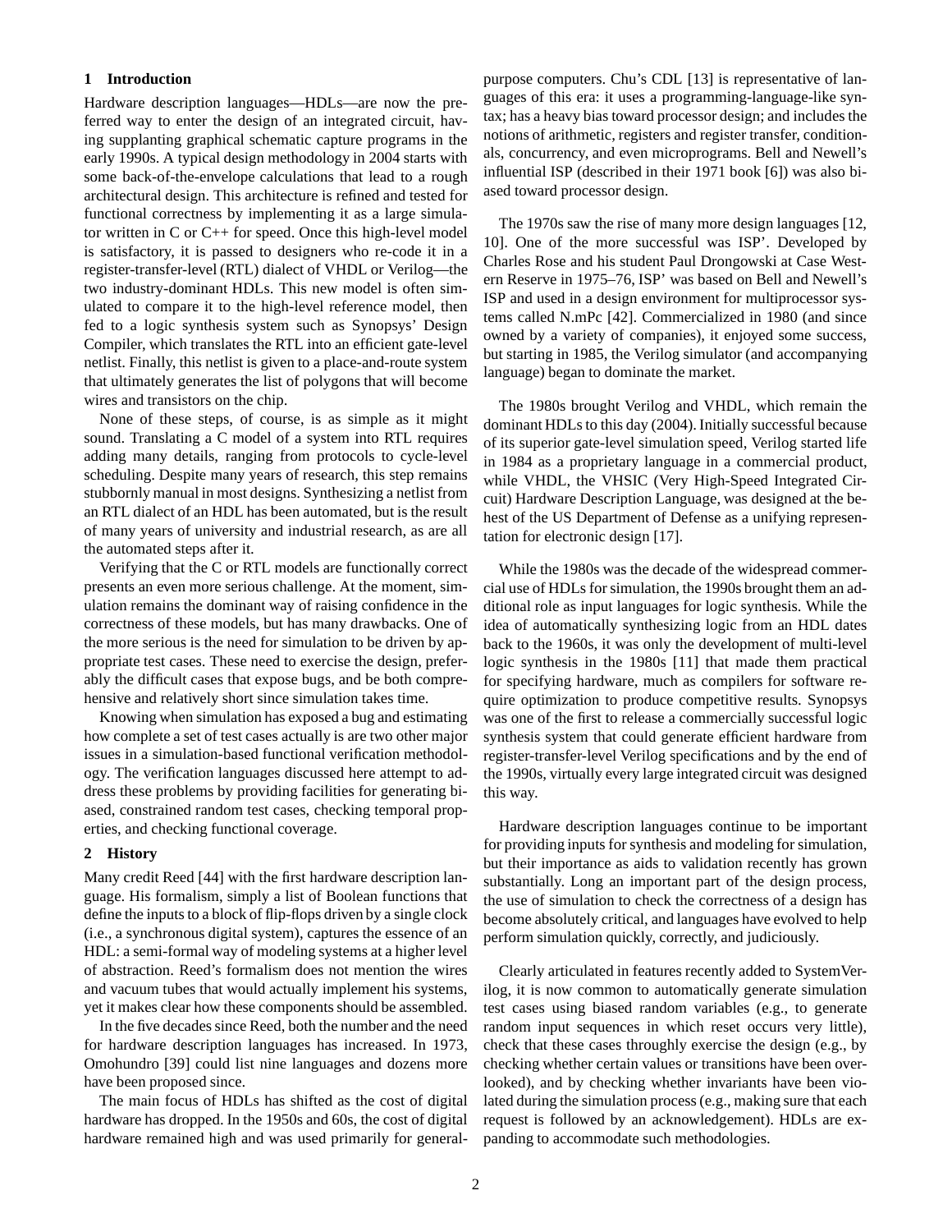## 1 Introduction

Hardware description languages—HDLs—are now the preferred way to enter the design of an integrated circuit, having supplanting graphical schematic capture programs in the early 1990s. A typical design methodology in 2004 starts with some back-of-the-envelope calculations that lead to a rough architectural design. This architecture is refined and tested for functional correctness by implementing it as a large simulator written in C or C++ for speed. Once this high-level model is satisfactory, it is passed to designers who re-code it in a register-transfer-level (RTL) dialect of VHDL or Verilog—the two industry-dominant HDLs. This new model is often simulated to compare it to the high-level reference model, then fed to a logic synthesis system such as Synopsys' Design Compiler, which translates the RTL into an efficient gate-level netlist. Finally, this netlist is given to a place-and-route system that ultimately generates the list of polygons that will become wires and transistors on the chip.

None of these steps, of course, is as simple as it might sound. Translating a C model of a system into RTL requires adding many details, ranging from protocols to cycle-level scheduling. Despite many years of research, this step remains stubbornly manual in most designs. Synthesizing a netlist from an RTL dialect of an HDL has been automated, but is the result of many years of university and industrial research, as are all the automated steps after it.

Verifying that the C or RTL models are functionally correct presents an even more serious challenge. At the moment, simulation remains the dominant way of raising confidence in the correctness of these models, but has many drawbacks. One of the more serious is the need for simulation to be driven by appropriate test cases. These need to exercise the design, preferably the difficult cases that expose bugs, and be both comprehensive and relatively short since simulation takes time.

Knowing when simulation has exposed a bug and estimating how complete a set of test cases actually is are two other major issues in a simulation-based functional verification methodology. The verification languages discussed here attempt to address these problems by providing facilities for generating biased, constrained random test cases, checking temporal properties, and checking functional coverage.

## 2 History

Many credit Reed [44] with the first hardware description language. His formalism, simply a list of Boolean functions that define the inputs to a block of flip-flops driven by a single clock (i.e., a synchronous digital system), captures the essence of an HDL: a semi-formal way of modeling systems at a higher level of abstraction. Reed's formalism does not mention the wires and vacuum tubes that would actually implement his systems, yet it makes clear how these components should be assembled.

In the five decades since Reed, both the number and the need for hardware description languages has increased. In 1973, Omohundro [39] could list nine languages and dozens more have been proposed since.

The main focus of HDLs has shifted as the cost of digital hardware has dropped. In the 1950s and 60s, the cost of digital hardware remained high and was used primarily for general-purpose computers. Chu's CDL [13] is representative of languages of this era: it uses a programming-language-like syntax; has a heavy bias toward processor design; and includes the notions of arithmetic, registers and register transfer, conditionals, concurrency, and even microprograms. Bell and Newell's influential ISP (described in their 1971 book [6]) was also biased toward processor design.

The 1970s saw the rise of many more design languages [12, 10]. One of the more successful was ISP'. Developed by Charles Rose and his student Paul Drongowski at Case Western Reserve in 1975–76, ISP' was based on Bell and Newell's ISP and used in a design environment for multiprocessor systems called N.mPc [42]. Commercialized in 1980 (and since owned by a variety of companies), it enjoyed some success, but starting in 1985, the Verilog simulator (and accompanying language) began to dominate the market.

The 1980s brought Verilog and VHDL, which remain the dominant HDLs to this day (2004). Initially successful because of its superior gate-level simulation speed, Verilog started life in 1984 as a proprietary language in a commercial product, while VHDL, the VHSIC (Very High-Speed Integrated Circuit) Hardware Description Language, was designed at the behest of the US Department of Defense as a unifying representation for electronic design [17].

While the 1980s was the decade of the widespread commercial use of HDLs for simulation, the 1990s brought them an additional role as input languages for logic synthesis. While the idea of automatically synthesizing logic from an HDL dates back to the 1960s, it was only the development of multi-level logic synthesis in the 1980s [11] that made them practical for specifying hardware, much as compilers for software require optimization to produce competitive results. Synopsys was one of the first to release a commercially successful logic synthesis system that could generate efficient hardware from register-transfer-level Verilog specifications and by the end of the 1990s, virtually every large integrated circuit was designed this way.

Hardware description languages continue to be important for providing inputs for synthesis and modeling for simulation, but their importance as aids to validation recently has grown substantially. Long an important part of the design process, the use of simulation to check the correctness of a design has become absolutely critical, and languages have evolved to help perform simulation quickly, correctly, and judiciously.

Clearly articulated in features recently added to SystemVerilog, it is now common to automatically generate simulation test cases using biased random variables (e.g., to generate random input sequences in which reset occurs very little), check that these cases throughly exercise the design (e.g., by checking whether certain values or transitions have been overlooked), and by checking whether invariants have been violated during the simulation process (e.g., making sure that each request is followed by an acknowledgement). HDLs are expanding to accommodate such methodologies.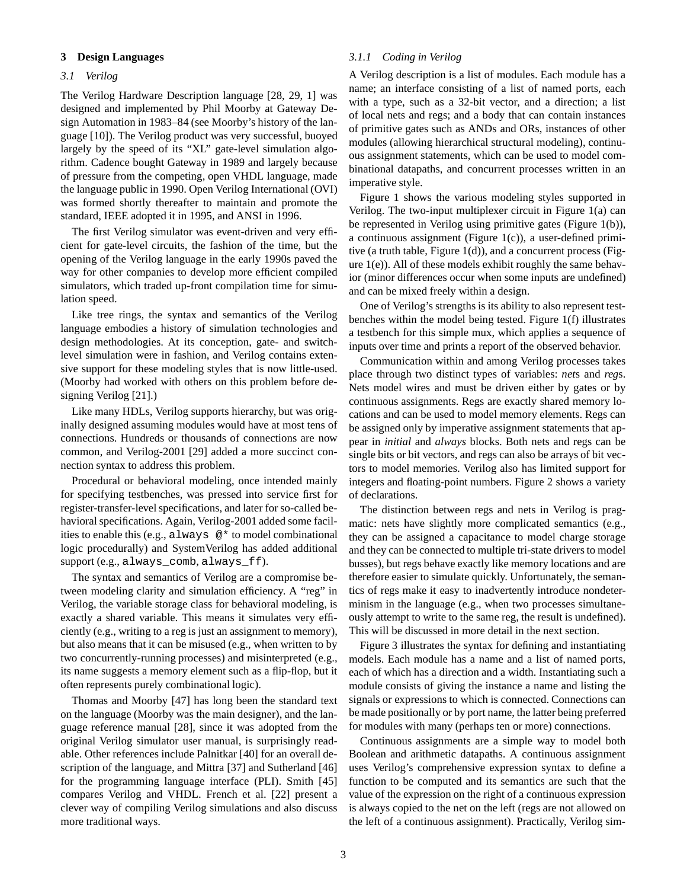# 3 Design Languages

## 3.1 Verilog

The Verilog Hardware Description language [28, 29, 1] was designed and implemented by Phil Moorby at Gateway Design Automation in 1983–84 (see Moorby's history of the language [10]). The Verilog product was very successful, buoyed largely by the speed of its "XL" gate-level simulation algorithm. Cadence bought Gateway in 1989 and largely because of pressure from the competing, open VHDL language, made the language public in 1990. Open Verilog International (OVI) was formed shortly thereafter to maintain and promote the standard, IEEE adopted it in 1995, and ANSI in 1996.

The first Verilog simulator was event-driven and very efficient for gate-level circuits, the fashion of the time, but the opening of the Verilog language in the early 1990s paved the way for other companies to develop more efficient compiled simulators, which traded up-front compilation time for simulation speed.

Like tree rings, the syntax and semantics of the Verilog language embodies a history of simulation technologies and design methodologies. At its conception, gate- and switch-level simulation were in fashion, and Verilog contains extensive support for these modeling styles that is now little-used. (Moorby had worked with others on this problem before designing Verilog [21].)

Like many HDLs, Verilog supports hierarchy, but was originally designed assuming modules would have at most tens of connections. Hundreds or thousands of connections are now common, and Verilog-2001 [29] added a more succinct connection syntax to address this problem.

Procedural or behavioral modeling, once intended mainly for specifying testbenches, was pressed into service first for register-transfer-level specifications, and later for so-called behavioral specifications. Again, Verilog-2001 added some facilities to enable this (e.g., `always @*` to model combinational logic procedurally) and SystemVerilog has added additional support (e.g., `always_comb`, `always_ff`).

The syntax and semantics of Verilog are a compromise between modeling clarity and simulation efficiency. A "reg" in Verilog, the variable storage class for behavioral modeling, is exactly a shared variable. This means it simulates very efficiently (e.g., writing to a reg is just an assignment to memory), but also means that it can be misused (e.g., when written to by two concurrently-running processes) and misinterpreted (e.g., its name suggests a memory element such as a flip-flop, but it often represents purely combinational logic).

Thomas and Moorby [47] has long been the standard text on the language (Moorby was the main designer), and the language reference manual [28], since it was adopted from the original Verilog simulator user manual, is surprisingly readable. Other references include Palnitkar [40] for an overall description of the language, and Mittra [37] and Sutherland [46] for the programming language interface (PLI). Smith [45] compares Verilog and VHDL. French et al. [22] present a clever way of compiling Verilog simulations and also discuss more traditional ways.

### 3.1.1 Coding in Verilog

A Verilog description is a list of modules. Each module has a name; an interface consisting of a list of named ports, each with a type, such as a 32-bit vector, and a direction; a list of local nets and regs; and a body that can contain instances of primitive gates such as ANDs and ORs, instances of other modules (allowing hierarchical structural modeling), continuous assignment statements, which can be used to model combinational datapaths, and concurrent processes written in an imperative style.

Figure 1 shows the various modeling styles supported in Verilog. The two-input multiplexer circuit in Figure 1(a) can be represented in Verilog using primitive gates (Figure 1(b)), a continuous assignment (Figure 1(c)), a user-defined primitive (a truth table, Figure 1(d)), and a concurrent process (Figure 1(e)). All of these models exhibit roughly the same behavior (minor differences occur when some inputs are undefined) and can be mixed freely within a design.

One of Verilog's strengths is its ability to also represent testbenches within the model being tested. Figure 1(f) illustrates a testbench for this simple mux, which applies a sequence of inputs over time and prints a report of the observed behavior.

Communication within and among Verilog processes takes place through two distinct types of variables: *net*s and *reg*s. Nets model wires and must be driven either by gates or by continuous assignments. Regs are exactly shared memory locations and can be used to model memory elements. Regs can be assigned only by imperative assignment statements that appear in *initial* and *always* blocks. Both nets and regs can be single bits or bit vectors, and regs can also be arrays of bit vectors to model memories. Verilog also has limited support for integers and floating-point numbers. Figure 2 shows a variety of declarations.

The distinction between regs and nets in Verilog is pragmatic: nets have slightly more complicated semantics (e.g., they can be assigned a capacitance to model charge storage and they can be connected to multiple tri-state drivers to model busses), but regs behave exactly like memory locations and are therefore easier to simulate quickly. Unfortunately, the semantics of regs make it easy to inadvertently introduce nondeterminism in the language (e.g., when two processes simultaneously attempt to write to the same reg, the result is undefined). This will be discussed in more detail in the next section.

Figure 3 illustrates the syntax for defining and instantiating models. Each module has a name and a list of named ports, each of which has a direction and a width. Instantiating such a module consists of giving the instance a name and listing the signals or expressions to which is connected. Connections can be made positionally or by port name, the latter being preferred for modules with many (perhaps ten or more) connections.

Continuous assignments are a simple way to model both Boolean and arithmetic datapaths. A continuous assignment uses Verilog's comprehensive expression syntax to define a function to be computed and its semantics are such that the value of the expression on the right of a continuous expression is always copied to the net on the left (regs are not allowed on the left of a continuous assignment). Practically, Verilog sim-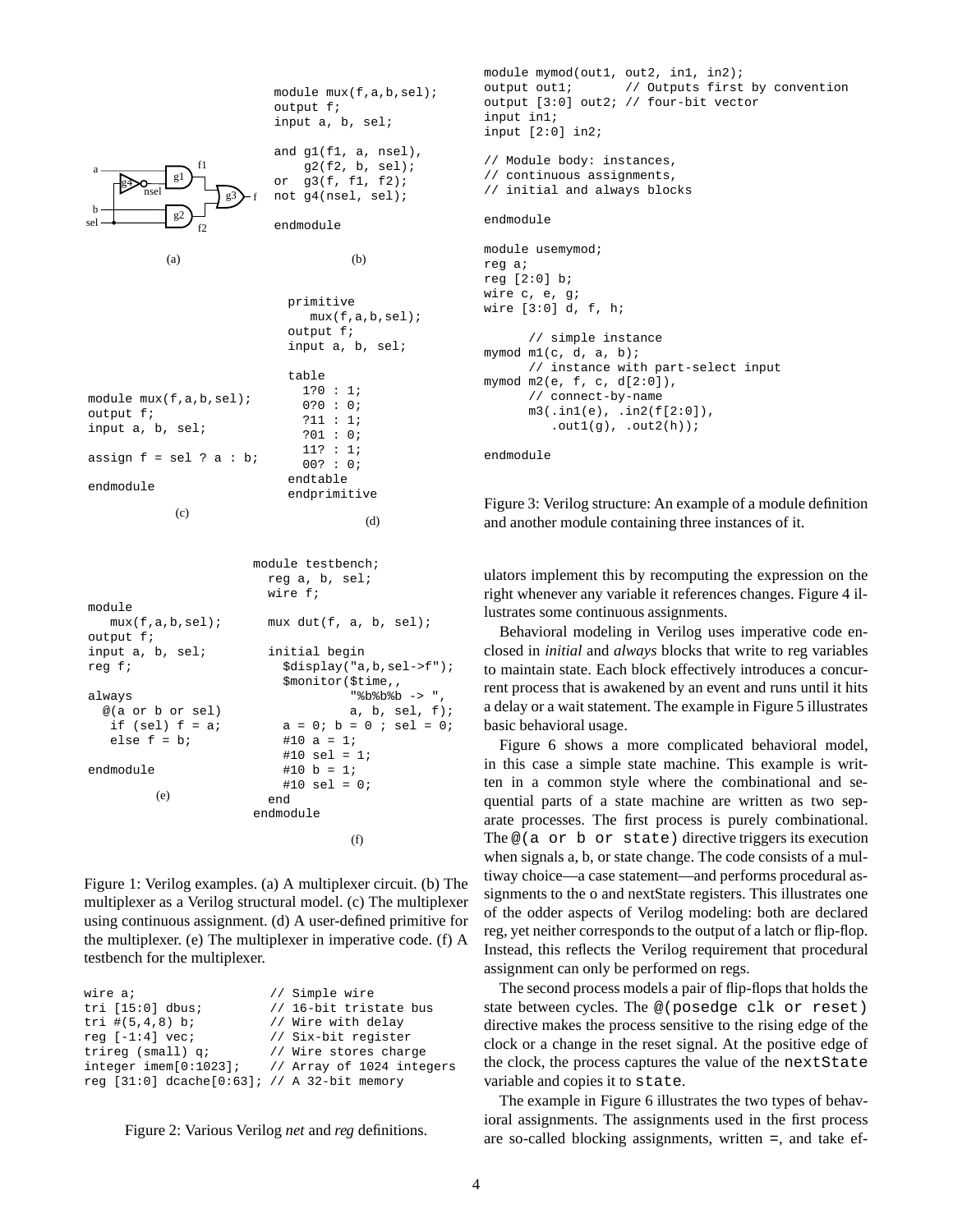(a)

```
module mux(f,a,b,sel);
output f;
input a, b, sel;

and g1(f1, a, nsel),
    g2(f2, b, sel);
or  g3(f, f1, f2);
not g4(nsel, sel);

endmodule
```

(b)

```
module mux(f,a,b,sel);
output f;
input a, b, sel;

assign f = sel ? a : b;

endmodule
```

(c)

```
primitive
   mux(f,a,b,sel);
output f;
input a, b, sel;

table
  1?0 : 1;
  0?0 : 0;
  ?11 : 1;
  ?01 : 0;
  11? : 1;
  00? : 0;
endtable
endprimitive
```

(d)

```
module
   mux(f,a,b,sel);
output f;
input a, b, sel;
reg f;

always
  @(a or b or sel)
   if (sel) f = a;
   else f = b;

endmodule
```

(e)

```
module testbench;
  reg a, b, sel;
  wire f;

  mux dut(f, a, b, sel);

  initial begin
    $display("a,b,sel->f");
    $monitor($time,,
              "%b%b%b -> ",
              a, b, sel, f);
    a = 0; b = 0 ; sel = 0;
    #10 a = 1;
    #10 sel = 1;
    #10 b = 1;
    #10 sel = 0;
  end
endmodule
```

(f)

Figure 1: Verilog examples. (a) A multiplexer circuit. (b) The multiplexer as a Verilog structural model. (c) The multiplexer using continuous assignment. (d) A user-defined primitive for the multiplexer. (e) The multiplexer in imperative code. (f) A testbench for the multiplexer.

```
wire a;                  // Simple wire
tri [15:0] dbus;         // 16-bit tristate bus
tri #(5,4,8) b;          // Wire with delay
reg [-1:4] vec;          // Six-bit register
trireg (small) q;        // Wire stores charge
integer imem[0:1023];    // Array of 1024 integers
reg [31:0] dcache[0:63]; // A 32-bit memory
```

Figure 2: Various Verilog *net* and *reg* definitions.

```
module mymod(out1, out2, in1, in2);
output out1;       // Outputs first by convention
output [3:0] out2; // four-bit vector
input in1;
input [2:0] in2;

// Module body: instances,
// continuous assignments,
// initial and always blocks

endmodule

module usemymod;
reg a;
reg [2:0] b;
wire c, e, g;
wire [3:0] d, f, h;

      // simple instance
mymod m1(c, d, a, b);
      // instance with part-select input
mymod m2(e, f, c, d[2:0]),
      // connect-by-name
      m3(.in1(e), .in2(f[2:0]),
         .out1(g), .out2(h));

endmodule
```

Figure 3: Verilog structure: An example of a module definition and another module containing three instances of it.

ulators implement this by recomputing the expression on the right whenever any variable it references changes. Figure 4 illustrates some continuous assignments.

Behavioral modeling in Verilog uses imperative code enclosed in *initial* and *always* blocks that write to reg variables to maintain state. Each block effectively introduces a concurrent process that is awakened by an event and runs until it hits a delay or a wait statement. The example in Figure 5 illustrates basic behavioral usage.

Figure 6 shows a more complicated behavioral model, in this case a simple state machine. This example is written in a common style where the combinational and sequential parts of a state machine are written as two separate processes. The first process is purely combinational. The `@(a or b or state)` directive triggers its execution when signals a, b, or state change. The code consists of a multiway choice—a case statement—and performs procedural assignments to the o and nextState registers. This illustrates one of the odder aspects of Verilog modeling: both are declared reg, yet neither corresponds to the output of a latch or flip-flop. Instead, this reflects the Verilog requirement that procedural assignment can only be performed on regs.

The second process models a pair of flip-flops that holds the state between cycles. The `@(posedge clk or reset)` directive makes the process sensitive to the rising edge of the clock or a change in the reset signal. At the positive edge of the clock, the process captures the value of the `nextState` variable and copies it to `state`.

The example in Figure 6 illustrates the two types of behavioral assignments. The assignments used in the first process are so-called blocking assignments, written =, and take ef-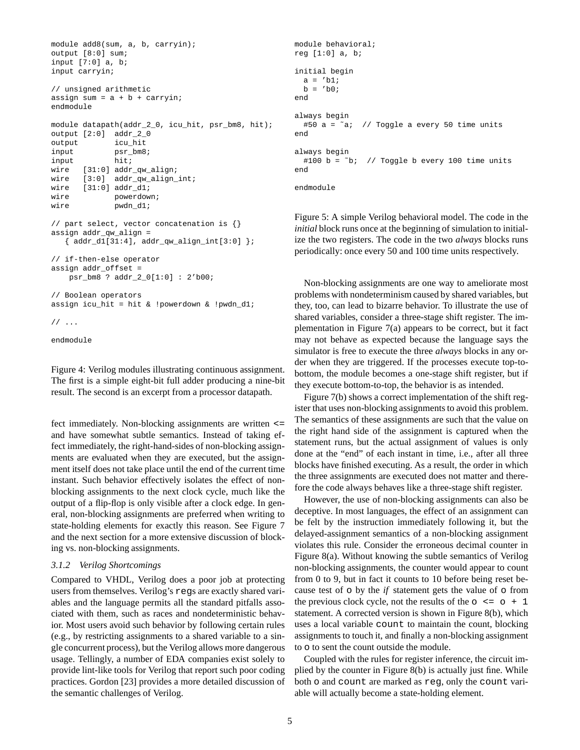```
module add8(sum, a, b, carryin);
output [8:0] sum;
input [7:0] a, b;
input carryin;

// unsigned arithmetic
assign sum = a + b + carryin;
endmodule

module datapath(addr_2_0, icu_hit, psr_bm8, hit);
output [2:0]  addr_2_0
output        icu_hit
input         psr_bm8;
input         hit;
wire   [31:0] addr_qw_align;
wire   [3:0]  addr_qw_align_int;
wire   [31:0] addr_d1;
wire          powerdown;
wire          pwdn_d1;

// part select, vector concatenation is {}
assign addr_qw_align =
   { addr_d1[31:4], addr_qw_align_int[3:0] };

// if-then-else operator
assign addr_offset =
    psr_bm8 ? addr_2_0[1:0] : 2'b00;

// Boolean operators
assign icu_hit = hit & !powerdown & !pwdn_d1;

// ...

endmodule
```

Figure 4: Verilog modules illustrating continuous assignment. The first is a simple eight-bit full adder producing a nine-bit result. The second is an excerpt from a processor datapath.

fect immediately. Non-blocking assignments are written <= and have somewhat subtle semantics. Instead of taking effect immediately, the right-hand-sides of non-blocking assignments are evaluated when they are executed, but the assignment itself does not take place until the end of the current time instant. Such behavior effectively isolates the effect of non-blocking assignments to the next clock cycle, much like the output of a flip-flop is only visible after a clock edge. In general, non-blocking assignments are preferred when writing to state-holding elements for exactly this reason. See Figure 7 and the next section for a more extensive discussion of blocking vs. non-blocking assignments.

### 3.1.2 Verilog Shortcomings

Compared to VHDL, Verilog does a poor job at protecting users from themselves. Verilog's `reg`s are exactly shared variables and the language permits all the standard pitfalls associated with them, such as races and nondeterministic behavior. Most users avoid such behavior by following certain rules (e.g., by restricting assignments to a shared variable to a single concurrent process), but the Verilog allows more dangerous usage. Tellingly, a number of EDA companies exist solely to provide lint-like tools for Verilog that report such poor coding practices. Gordon [23] provides a more detailed discussion of the semantic challenges of Verilog.

```
module behavioral;
reg [1:0] a, b;

initial begin
  a = 'b1;
  b = 'b0;
end

always begin
  #50 a = ~a;  // Toggle a every 50 time units
end

always begin
  #100 b = ~b;  // Toggle b every 100 time units
end

endmodule
```

Figure 5: A simple Verilog behavioral model. The code in the *initial* block runs once at the beginning of simulation to initialize the two registers. The code in the two *always* blocks runs periodically: once every 50 and 100 time units respectively.

Non-blocking assignments are one way to ameliorate most problems with nondeterminism caused by shared variables, but they, too, can lead to bizarre behavior. To illustrate the use of shared variables, consider a three-stage shift register. The implementation in Figure 7(a) appears to be correct, but it fact may not behave as expected because the language says the simulator is free to execute the three *always* blocks in any order when they are triggered. If the processes execute top-to-bottom, the module becomes a one-stage shift register, but if they execute bottom-to-top, the behavior is as intended.

Figure 7(b) shows a correct implementation of the shift register that uses non-blocking assignments to avoid this problem. The semantics of these assignments are such that the value on the right hand side of the assignment is captured when the statement runs, but the actual assignment of values is only done at the "end" of each instant in time, i.e., after all three blocks have finished executing. As a result, the order in which the three assignments are executed does not matter and therefore the code always behaves like a three-stage shift register.

However, the use of non-blocking assignments can also be deceptive. In most languages, the effect of an assignment can be felt by the instruction immediately following it, but the delayed-assignment semantics of a non-blocking assignment violates this rule. Consider the erroneous decimal counter in Figure 8(a). Without knowing the subtle semantics of Verilog non-blocking assignments, the counter would appear to count from 0 to 9, but in fact it counts to 10 before being reset because test of `o` by the *if* statement gets the value of `o` from the previous clock cycle, not the results of the `o <= o + 1` statement. A corrected version is shown in Figure 8(b), which uses a local variable `count` to maintain the count, blocking assignments to touch it, and finally a non-blocking assignment to `o` to sent the count outside the module.

Coupled with the rules for register inference, the circuit implied by the counter in Figure 8(b) is actually just fine. While both `o` and `count` are marked as `reg`, only the `count` variable will actually become a state-holding element.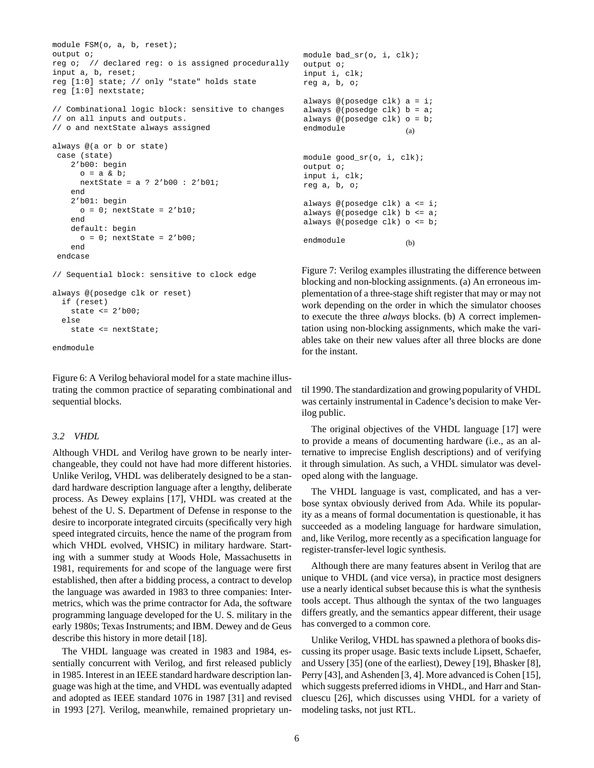```
module FSM(o, a, b, reset);
output o;
reg o;  // declared reg: o is assigned procedurally
input a, b, reset;
reg [1:0] state; // only "state" holds state
reg [1:0] nextstate;

// Combinational logic block: sensitive to changes
// on all inputs and outputs.
// o and nextState always assigned

always @(a or b or state)
 case (state)
    2'b00: begin
      o = a & b;
      nextState = a ? 2'b00 : 2'b01;
    end
    2'b01: begin
      o = 0; nextState = 2'b10;
    end
    default: begin
      o = 0; nextState = 2'b00;
    end
 endcase

// Sequential block: sensitive to clock edge

always @(posedge clk or reset)
  if (reset)
    state <= 2'b00;
  else
    state <= nextState;

endmodule
```

Figure 6: A Verilog behavioral model for a state machine illustrating the common practice of separating combinational and sequential blocks.

```
module bad_sr(o, i, clk);
output o;
input i, clk;
reg a, b, o;

always @(posedge clk) a = i;
always @(posedge clk) b = a;
always @(posedge clk) o = b;
endmodule
```
(a)

```
module good_sr(o, i, clk);
output o;
input i, clk;
reg a, b, o;

always @(posedge clk) a <= i;
always @(posedge clk) b <= a;
always @(posedge clk) o <= b;

endmodule
```
(b)

Figure 7: Verilog examples illustrating the difference between blocking and non-blocking assignments. (a) An erroneous implementation of a three-stage shift register that may or may not work depending on the order in which the simulator chooses to execute the three *always* blocks. (b) A correct implementation using non-blocking assignments, which make the variables take on their new values after all three blocks are done for the instant.

### *3.2 VHDL*

Although VHDL and Verilog have grown to be nearly interchangeable, they could not have had more different histories. Unlike Verilog, VHDL was deliberately designed to be a standard hardware description language after a lengthy, deliberate process. As Dewey explains [17], VHDL was created at the behest of the U. S. Department of Defense in response to the desire to incorporate integrated circuits (specifically very high speed integrated circuits, hence the name of the program from which VHDL evolved, VHSIC) in military hardware. Starting with a summer study at Woods Hole, Massachusetts in 1981, requirements for and scope of the language were first established, then after a bidding process, a contract to develop the language was awarded in 1983 to three companies: Intermetrics, which was the prime contractor for Ada, the software programming language developed for the U. S. military in the early 1980s; Texas Instruments; and IBM. Dewey and de Geus describe this history in more detail [18].

The VHDL language was created in 1983 and 1984, essentially concurrent with Verilog, and first released publicly in 1985. Interest in an IEEE standard hardware description language was high at the time, and VHDL was eventually adapted and adopted as IEEE standard 1076 in 1987 [31] and revised in 1993 [27]. Verilog, meanwhile, remained proprietary until 1990. The standardization and growing popularity of VHDL was certainly instrumental in Cadence's decision to make Verilog public.

The original objectives of the VHDL language [17] were to provide a means of documenting hardware (i.e., as an alternative to imprecise English descriptions) and of verifying it through simulation. As such, a VHDL simulator was developed along with the language.

The VHDL language is vast, complicated, and has a verbose syntax obviously derived from Ada. While its popularity as a means of formal documentation is questionable, it has succeeded as a modeling language for hardware simulation, and, like Verilog, more recently as a specification language for register-transfer-level logic synthesis.

Although there are many features absent in Verilog that are unique to VHDL (and vice versa), in practice most designers use a nearly identical subset because this is what the synthesis tools accept. Thus although the syntax of the two languages differs greatly, and the semantics appear different, their usage has converged to a common core.

Unlike Verilog, VHDL has spawned a plethora of books discussing its proper usage. Basic texts include Lipsett, Schaefer, and Ussery [35] (one of the earliest), Dewey [19], Bhasker [8], Perry [43], and Ashenden [3, 4]. More advanced is Cohen [15], which suggests preferred idioms in VHDL, and Harr and Stancluescu [26], which discusses using VHDL for a variety of modeling tasks, not just RTL.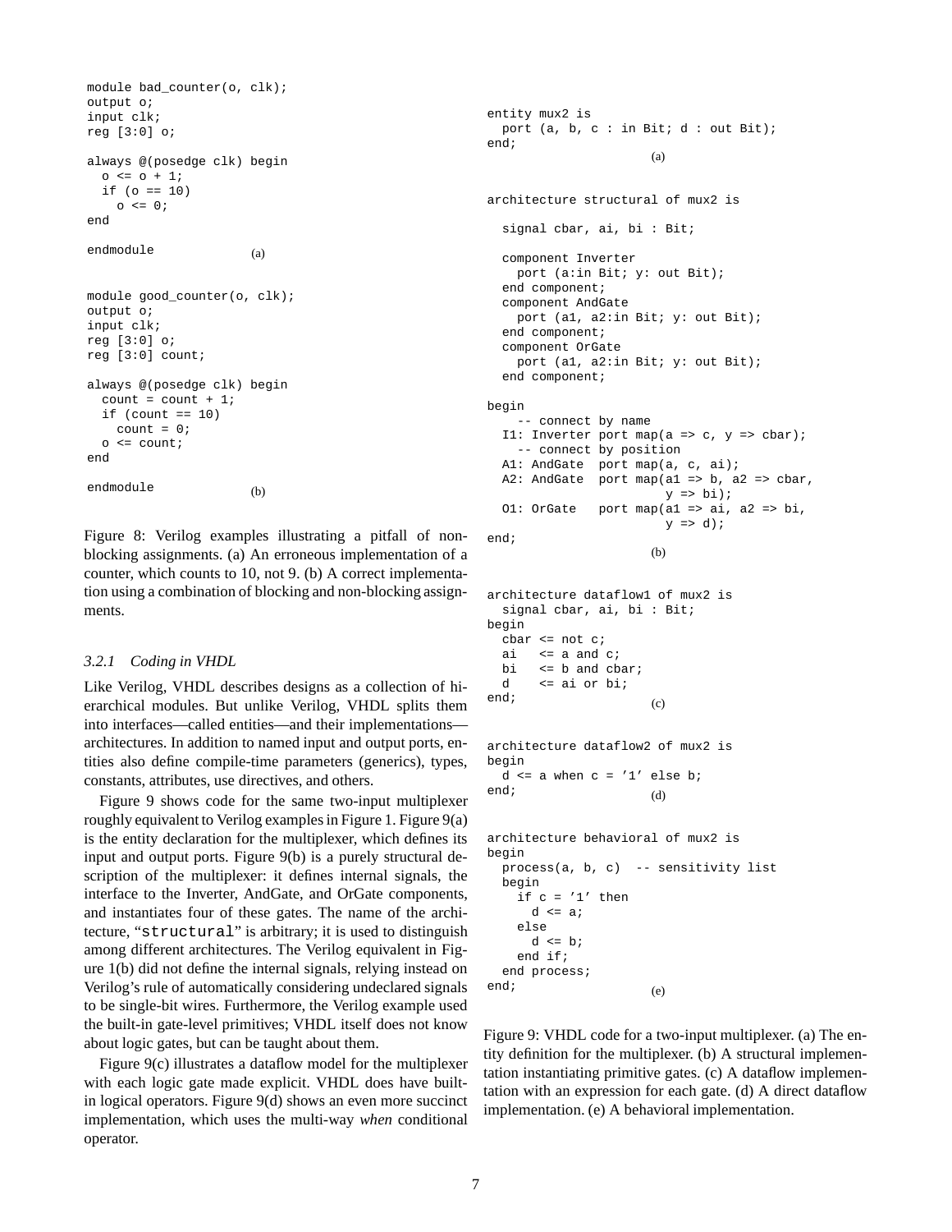```verilog
module bad_counter(o, clk);
output o;
input clk;
reg [3:0] o;

always @(posedge clk) begin
  o <= o + 1;
  if (o == 10)
    o <= 0;
end

endmodule
```

(a)

```verilog
module good_counter(o, clk);
output o;
input clk;
reg [3:0] o;
reg [3:0] count;

always @(posedge clk) begin
  count = count + 1;
  if (count == 10)
    count = 0;
  o <= count;
end

endmodule
```

(b)

Figure 8: Verilog examples illustrating a pitfall of non-blocking assignments. (a) An erroneous implementation of a counter, which counts to 10, not 9. (b) A correct implementation using a combination of blocking and non-blocking assignments.

### 3.2.1 *Coding in VHDL*

Like Verilog, VHDL describes designs as a collection of hierarchical modules. But unlike Verilog, VHDL splits them into interfaces—called entities—and their implementations—architectures. In addition to named input and output ports, entities also define compile-time parameters (generics), types, constants, attributes, use directives, and others.

Figure 9 shows code for the same two-input multiplexer roughly equivalent to Verilog examples in Figure 1. Figure 9(a) is the entity declaration for the multiplexer, which defines its input and output ports. Figure 9(b) is a purely structural description of the multiplexer: it defines internal signals, the interface to the Inverter, AndGate, and OrGate components, and instantiates four of these gates. The name of the architecture, "`structural`" is arbitrary; it is used to distinguish among different architectures. The Verilog equivalent in Figure 1(b) did not define the internal signals, relying instead on Verilog's rule of automatically considering undeclared signals to be single-bit wires. Furthermore, the Verilog example used the built-in gate-level primitives; VHDL itself does not know about logic gates, but can be taught about them.

Figure 9(c) illustrates a dataflow model for the multiplexer with each logic gate made explicit. VHDL does have built-in logical operators. Figure 9(d) shows an even more succinct implementation, which uses the multi-way *when* conditional operator.

```vhdl
entity mux2 is
  port (a, b, c : in Bit; d : out Bit);
end;
```

(a)

```vhdl
architecture structural of mux2 is

  signal cbar, ai, bi : Bit;

  component Inverter
    port (a:in Bit; y: out Bit);
  end component;
  component AndGate
    port (a1, a2:in Bit; y: out Bit);
  end component;
  component OrGate
    port (a1, a2:in Bit; y: out Bit);
  end component;

begin
    -- connect by name
  I1: Inverter port map(a => c, y => cbar);
    -- connect by position
  A1: AndGate  port map(a, c, ai);
  A2: AndGate  port map(a1 => b, a2 => cbar,
                        y => bi);
  O1: OrGate   port map(a1 => ai, a2 => bi,
                        y => d);
end;
```

(b)

```vhdl
architecture dataflow1 of mux2 is
  signal cbar, ai, bi : Bit;
begin
  cbar <= not c;
  ai   <= a and c;
  bi   <= b and cbar;
  d    <= ai or bi;
end;
```

(c)

```vhdl
architecture dataflow2 of mux2 is
begin
  d <= a when c = '1' else b;
end;
```

(d)

```vhdl
architecture behavioral of mux2 is
begin
  process(a, b, c)  -- sensitivity list
  begin
    if c = '1' then
      d <= a;
    else
      d <= b;
    end if;
  end process;
end;
```

(e)

Figure 9: VHDL code for a two-input multiplexer. (a) The entity definition for the multiplexer. (b) A structural implementation instantiating primitive gates. (c) A dataflow implementation with an expression for each gate. (d) A direct dataflow implementation. (e) A behavioral implementation.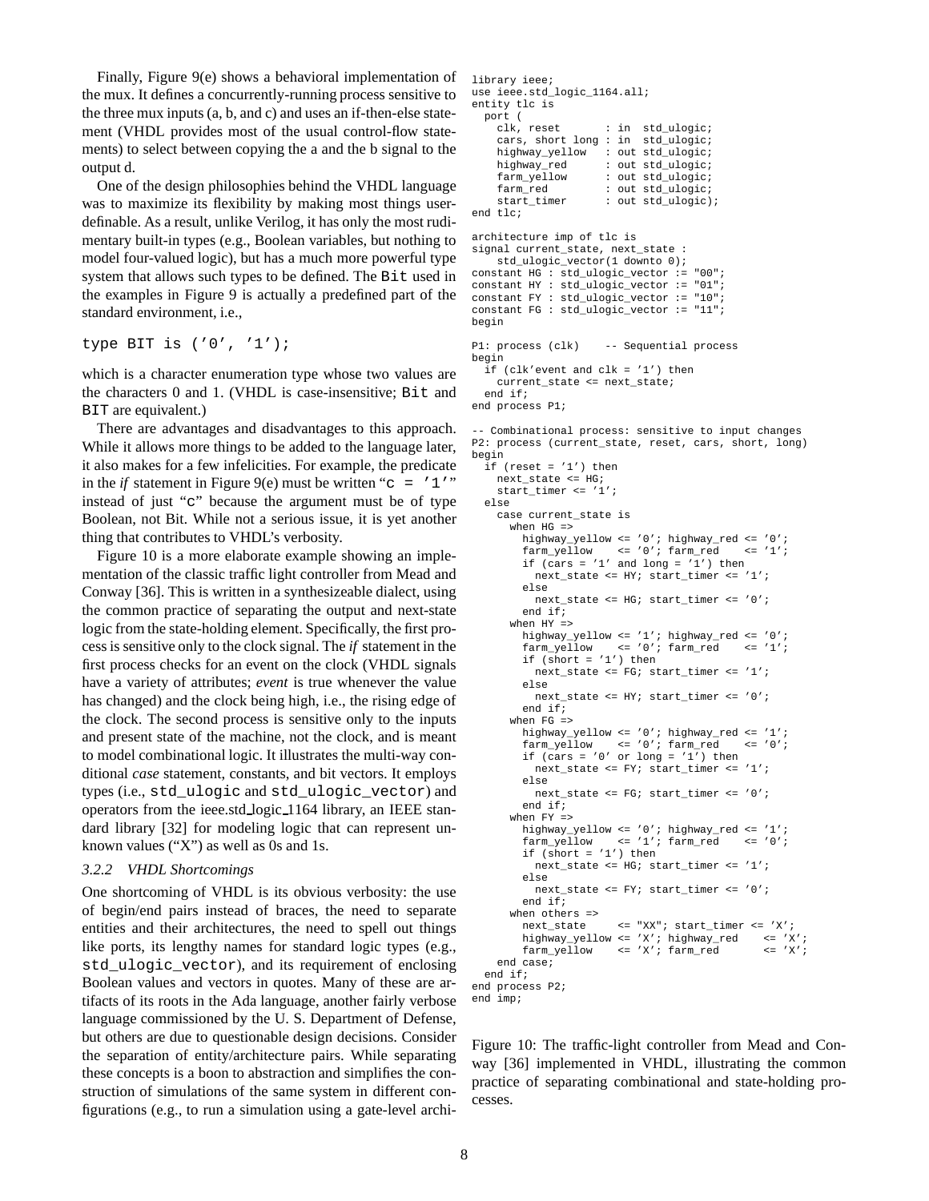Finally, Figure 9(e) shows a behavioral implementation of the mux. It defines a concurrently-running process sensitive to the three mux inputs (a, b, and c) and uses an if-then-else statement (VHDL provides most of the usual control-flow statements) to select between copying the a and the b signal to the output d.

One of the design philosophies behind the VHDL language was to maximize its flexibility by making most things user-definable. As a result, unlike Verilog, it has only the most rudimentary built-in types (e.g., Boolean variables, but nothing to model four-valued logic), but has a much more powerful type system that allows such types to be defined. The `Bit` used in the examples in Figure 9 is actually a predefined part of the standard environment, i.e.,

```
type BIT is ('0', '1');
```

which is a character enumeration type whose two values are the characters 0 and 1. (VHDL is case-insensitive; `Bit` and `BIT` are equivalent.)

There are advantages and disadvantages to this approach. While it allows more things to be added to the language later, it also makes for a few infelicities. For example, the predicate in the *if* statement in Figure 9(e) must be written "`c = '1'`" instead of just "`c`" because the argument must be of type Boolean, not Bit. While not a serious issue, it is yet another thing that contributes to VHDL's verbosity.

Figure 10 is a more elaborate example showing an implementation of the classic traffic light controller from Mead and Conway [36]. This is written in a synthesizeable dialect, using the common practice of separating the output and next-state logic from the state-holding element. Specifically, the first process is sensitive only to the clock signal. The *if* statement in the first process checks for an event on the clock (VHDL signals have a variety of attributes; *event* is true whenever the value has changed) and the clock being high, i.e., the rising edge of the clock. The second process is sensitive only to the inputs and present state of the machine, not the clock, and is meant to model combinational logic. It illustrates the multi-way conditional *case* statement, constants, and bit vectors. It employs types (i.e., `std_ulogic` and `std_ulogic_vector`) and operators from the ieee.std_logic_1164 library, an IEEE standard library [32] for modeling logic that can represent unknown values ("X") as well as 0s and 1s.

### 3.2.2 VHDL Shortcomings

One shortcoming of VHDL is its obvious verbosity: the use of begin/end pairs instead of braces, the need to separate entities and their architectures, the need to spell out things like ports, its lengthy names for standard logic types (e.g., `std_ulogic_vector`), and its requirement of enclosing Boolean values and vectors in quotes. Many of these are artifacts of its roots in the Ada language, another fairly verbose language commissioned by the U. S. Department of Defense, but others are due to questionable design decisions. Consider the separation of entity/architecture pairs. While separating these concepts is a boon to abstraction and simplifies the construction of simulations of the same system in different configurations (e.g., to run a simulation using a gate-level archi-

```
library ieee;
use ieee.std_logic_1164.all;
entity tlc is
  port (
    clk, reset       : in  std_ulogic;
    cars, short long : in  std_ulogic;
    highway_yellow   : out std_ulogic;
    highway_red      : out std_ulogic;
    farm_yellow      : out std_ulogic;
    farm_red         : out std_ulogic;
    start_timer      : out std_ulogic);
end tlc;

architecture imp of tlc is
signal current_state, next_state :
    std_ulogic_vector(1 downto 0);
constant HG : std_ulogic_vector := "00";
constant HY : std_ulogic_vector := "01";
constant FY : std_ulogic_vector := "10";
constant FG : std_ulogic_vector := "11";
begin

P1: process (clk)    -- Sequential process
begin
  if (clk'event and clk = '1') then
    current_state <= next_state;
  end if;
end process P1;

-- Combinational process: sensitive to input changes
P2: process (current_state, reset, cars, short, long)
begin
  if (reset = '1') then
    next_state <= HG;
    start_timer <= '1';
  else
    case current_state is
      when HG =>
        highway_yellow <= '0'; highway_red <= '0';
        farm_yellow    <= '0'; farm_red    <= '1';
        if (cars = '1' and long = '1') then
          next_state <= HY; start_timer <= '1';
        else
          next_state <= HG; start_timer <= '0';
        end if;
      when HY =>
        highway_yellow <= '1'; highway_red <= '0';
        farm_yellow    <= '0'; farm_red    <= '1';
        if (short = '1') then
          next_state <= FG; start_timer <= '1';
        else
          next_state <= HY; start_timer <= '0';
        end if;
      when FG =>
        highway_yellow <= '0'; highway_red <= '1';
        farm_yellow    <= '0'; farm_red    <= '0';
        if (cars = '0' or long = '1') then
          next_state <= FY; start_timer <= '1';
        else
          next_state <= FG; start_timer <= '0';
        end if;
      when FY =>
        highway_yellow <= '0'; highway_red <= '1';
        farm_yellow    <= '1'; farm_red    <= '0';
        if (short = '1') then
          next_state <= HG; start_timer <= '1';
        else
          next_state <= FY; start_timer <= '0';
        end if;
      when others =>
        next_state     <= "XX"; start_timer <= 'X';
        highway_yellow <= 'X'; highway_red    <= 'X';
        farm_yellow    <= 'X'; farm_red       <= 'X';
    end case;
  end if;
end process P2;
end imp;
```

Figure 10: The traffic-light controller from Mead and Conway [36] implemented in VHDL, illustrating the common practice of separating combinational and state-holding processes.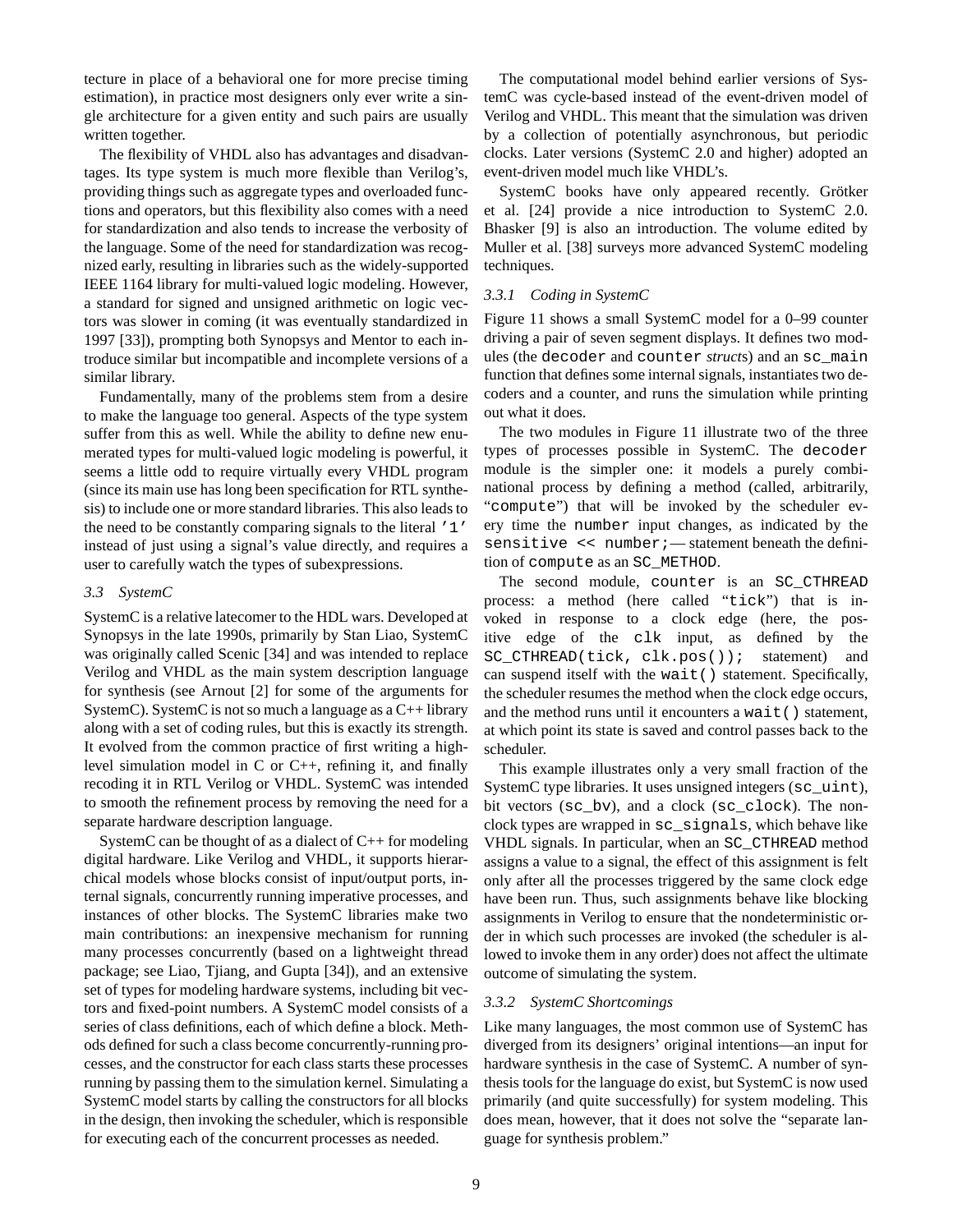tecture in place of a behavioral one for more precise timing estimation), in practice most designers only ever write a single architecture for a given entity and such pairs are usually written together.

The flexibility of VHDL also has advantages and disadvantages. Its type system is much more flexible than Verilog's, providing things such as aggregate types and overloaded functions and operators, but this flexibility also comes with a need for standardization and also tends to increase the verbosity of the language. Some of the need for standardization was recognized early, resulting in libraries such as the widely-supported IEEE 1164 library for multi-valued logic modeling. However, a standard for signed and unsigned arithmetic on logic vectors was slower in coming (it was eventually standardized in 1997 [33]), prompting both Synopsys and Mentor to each introduce similar but incompatible and incomplete versions of a similar library.

Fundamentally, many of the problems stem from a desire to make the language too general. Aspects of the type system suffer from this as well. While the ability to define new enumerated types for multi-valued logic modeling is powerful, it seems a little odd to require virtually every VHDL program (since its main use has long been specification for RTL synthesis) to include one or more standard libraries. This also leads to the need to be constantly comparing signals to the literal `'1'` instead of just using a signal's value directly, and requires a user to carefully watch the types of subexpressions.

### *3.3 SystemC*

SystemC is a relative latecomer to the HDL wars. Developed at Synopsys in the late 1990s, primarily by Stan Liao, SystemC was originally called Scenic [34] and was intended to replace Verilog and VHDL as the main system description language for synthesis (see Arnout [2] for some of the arguments for SystemC). SystemC is not so much a language as a C++ library along with a set of coding rules, but this is exactly its strength. It evolved from the common practice of first writing a high-level simulation model in C or C++, refining it, and finally recoding it in RTL Verilog or VHDL. SystemC was intended to smooth the refinement process by removing the need for a separate hardware description language.

SystemC can be thought of as a dialect of C++ for modeling digital hardware. Like Verilog and VHDL, it supports hierarchical models whose blocks consist of input/output ports, internal signals, concurrently running imperative processes, and instances of other blocks. The SystemC libraries make two main contributions: an inexpensive mechanism for running many processes concurrently (based on a lightweight thread package; see Liao, Tjiang, and Gupta [34]), and an extensive set of types for modeling hardware systems, including bit vectors and fixed-point numbers. A SystemC model consists of a series of class definitions, each of which define a block. Methods defined for such a class become concurrently-running processes, and the constructor for each class starts these processes running by passing them to the simulation kernel. Simulating a SystemC model starts by calling the constructors for all blocks in the design, then invoking the scheduler, which is responsible for executing each of the concurrent processes as needed.

The computational model behind earlier versions of SystemC was cycle-based instead of the event-driven model of Verilog and VHDL. This meant that the simulation was driven by a collection of potentially asynchronous, but periodic clocks. Later versions (SystemC 2.0 and higher) adopted an event-driven model much like VHDL's.

SystemC books have only appeared recently. Grötker et al. [24] provide a nice introduction to SystemC 2.0. Bhasker [9] is also an introduction. The volume edited by Muller et al. [38] surveys more advanced SystemC modeling techniques.

#### *3.3.1 Coding in SystemC*

Figure 11 shows a small SystemC model for a 0–99 counter driving a pair of seven segment displays. It defines two modules (the `decoder` and `counter` *struct*s) and an `sc_main` function that defines some internal signals, instantiates two decoders and a counter, and runs the simulation while printing out what it does.

The two modules in Figure 11 illustrate two of the three types of processes possible in SystemC. The `decoder` module is the simpler one: it models a purely combinational process by defining a method (called, arbitrarily, "`compute`") that will be invoked by the scheduler every time the `number` input changes, as indicated by the `sensitive << number;` — statement beneath the definition of `compute` as an `SC_METHOD`.

The second module, `counter` is an `SC_CTHREAD` process: a method (here called "`tick`") that is invoked in response to a clock edge (here, the positive edge of the `clk` input, as defined by the `SC_CTHREAD(tick, clk.pos());` statement) and can suspend itself with the `wait()` statement. Specifically, the scheduler resumes the method when the clock edge occurs, and the method runs until it encounters a `wait()` statement, at which point its state is saved and control passes back to the scheduler.

This example illustrates only a very small fraction of the SystemC type libraries. It uses unsigned integers (`sc_uint`), bit vectors (`sc_bv`), and a clock (`sc_clock`). The non-clock types are wrapped in `sc_signals`, which behave like VHDL signals. In particular, when an `SC_CTHREAD` method assigns a value to a signal, the effect of this assignment is felt only after all the processes triggered by the same clock edge have been run. Thus, such assignments behave like blocking assignments in Verilog to ensure that the nondeterministic order in which such processes are invoked (the scheduler is allowed to invoke them in any order) does not affect the ultimate outcome of simulating the system.

#### *3.3.2 SystemC Shortcomings*

Like many languages, the most common use of SystemC has diverged from its designers' original intentions—an input for hardware synthesis in the case of SystemC. A number of synthesis tools for the language do exist, but SystemC is now used primarily (and quite successfully) for system modeling. This does mean, however, that it does not solve the "separate language for synthesis problem."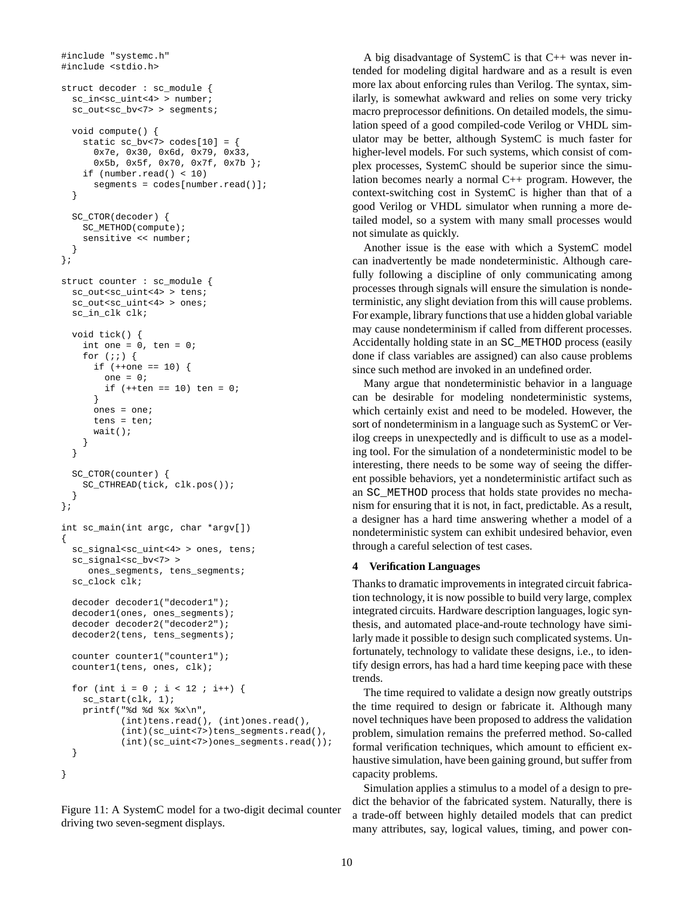```
#include "systemc.h"
#include <stdio.h>

struct decoder : sc_module {
  sc_in<sc_uint<4> > number;
  sc_out<sc_bv<7> > segments;

  void compute() {
    static sc_bv<7> codes[10] = {
      0x7e, 0x30, 0x6d, 0x79, 0x33,
      0x5b, 0x5f, 0x70, 0x7f, 0x7b };
    if (number.read() < 10)
      segments = codes[number.read()];
  }

  SC_CTOR(decoder) {
    SC_METHOD(compute);
    sensitive << number;
  }
};

struct counter : sc_module {
  sc_out<sc_uint<4> > tens;
  sc_out<sc_uint<4> > ones;
  sc_in_clk clk;

  void tick() {
    int one = 0, ten = 0;
    for (;;) {
      if (++one == 10) {
        one = 0;
        if (++ten == 10) ten = 0;
      }
      ones = one;
      tens = ten;
      wait();
    }
  }

  SC_CTOR(counter) {
    SC_CTHREAD(tick, clk.pos());
  }
};

int sc_main(int argc, char *argv[])
{
  sc_signal<sc_uint<4> > ones, tens;
  sc_signal<sc_bv<7> >
     ones_segments, tens_segments;
  sc_clock clk;

  decoder decoder1("decoder1");
  decoder1(ones, ones_segments);
  decoder decoder2("decoder2");
  decoder2(tens, tens_segments);

  counter counter1("counter1");
  counter1(tens, ones, clk);

  for (int i = 0 ; i < 12 ; i++) {
    sc_start(clk, 1);
    printf("%d %d %x %x\n",
           (int)tens.read(), (int)ones.read(),
           (int)(sc_uint<7>)tens_segments.read(),
           (int)(sc_uint<7>)ones_segments.read());
  }

}
```

Figure 11: A SystemC model for a two-digit decimal counter driving two seven-segment displays.

A big disadvantage of SystemC is that C++ was never intended for modeling digital hardware and as a result is even more lax about enforcing rules than Verilog. The syntax, similarly, is somewhat awkward and relies on some very tricky macro preprocessor definitions. On detailed models, the simulation speed of a good compiled-code Verilog or VHDL simulator may be better, although SystemC is much faster for higher-level models. For such systems, which consist of complex processes, SystemC should be superior since the simulation becomes nearly a normal C++ program. However, the context-switching cost in SystemC is higher than that of a good Verilog or VHDL simulator when running a more detailed model, so a system with many small processes would not simulate as quickly.

Another issue is the ease with which a SystemC model can inadvertently be made nondeterministic. Although carefully following a discipline of only communicating among processes through signals will ensure the simulation is nondeterministic, any slight deviation from this will cause problems. For example, library functions that use a hidden global variable may cause nondeterminism if called from different processes. Accidentally holding state in an SC_METHOD process (easily done if class variables are assigned) can also cause problems since such method are invoked in an undefined order.

Many argue that nondeterministic behavior in a language can be desirable for modeling nondeterministic systems, which certainly exist and need to be modeled. However, the sort of nondeterminism in a language such as SystemC or Verilog creeps in unexpectedly and is difficult to use as a modeling tool. For the simulation of a nondeterministic model to be interesting, there needs to be some way of seeing the different possible behaviors, yet a nondeterministic artifact such as an SC_METHOD process that holds state provides no mechanism for ensuring that it is not, in fact, predictable. As a result, a designer has a hard time answering whether a model of a nondeterministic system can exhibit undesired behavior, even through a careful selection of test cases.

## 4 Verification Languages

Thanks to dramatic improvements in integrated circuit fabrication technology, it is now possible to build very large, complex integrated circuits. Hardware description languages, logic synthesis, and automated place-and-route technology have similarly made it possible to design such complicated systems. Unfortunately, technology to validate these designs, i.e., to identify design errors, has had a hard time keeping pace with these trends.

The time required to validate a design now greatly outstrips the time required to design or fabricate it. Although many novel techniques have been proposed to address the validation problem, simulation remains the preferred method. So-called formal verification techniques, which amount to efficient exhaustive simulation, have been gaining ground, but suffer from capacity problems.

Simulation applies a stimulus to a model of a design to predict the behavior of the fabricated system. Naturally, there is a trade-off between highly detailed models that can predict many attributes, say, logical values, timing, and power con-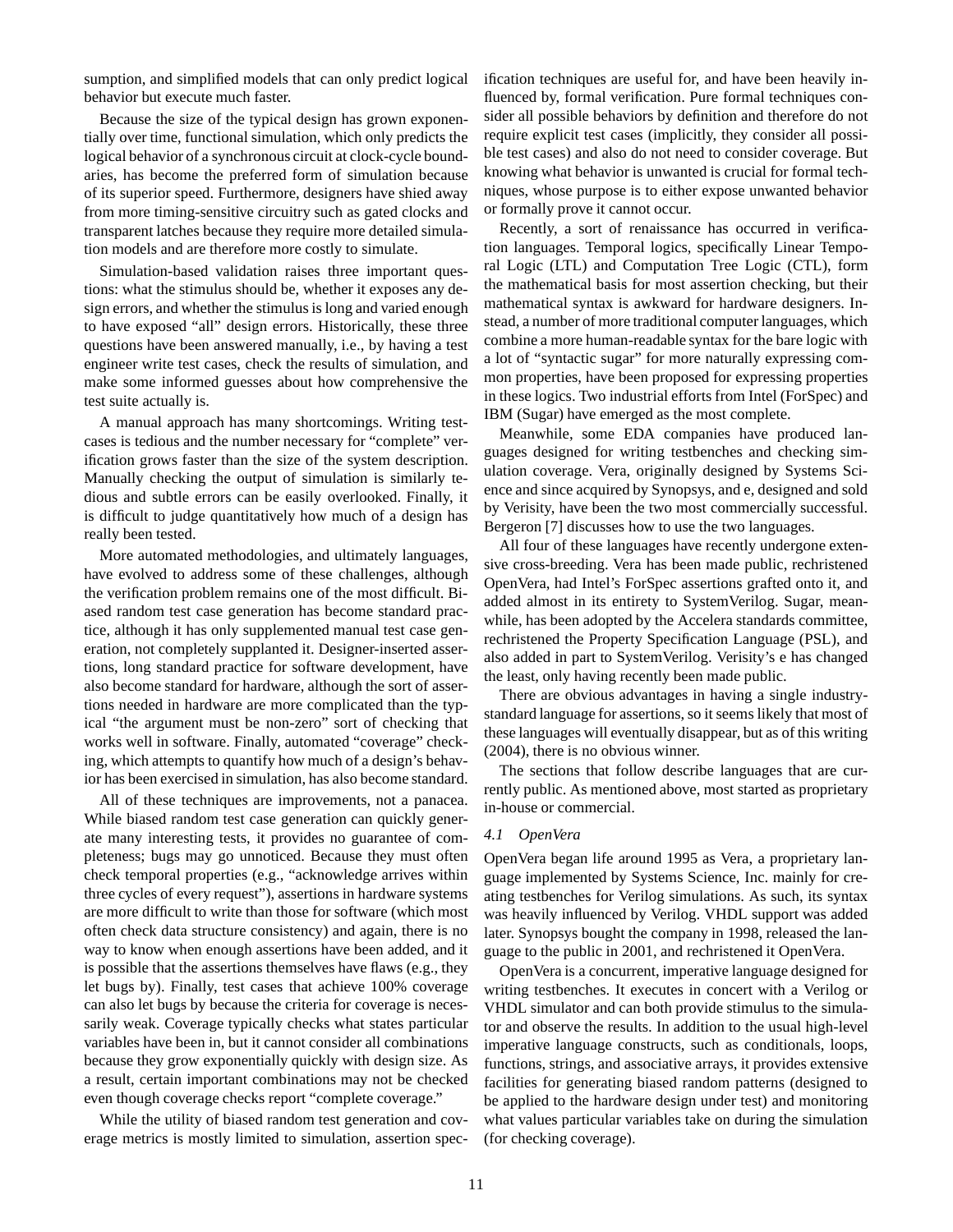sumption, and simplified models that can only predict logical behavior but execute much faster.

Because the size of the typical design has grown exponentially over time, functional simulation, which only predicts the logical behavior of a synchronous circuit at clock-cycle boundaries, has become the preferred form of simulation because of its superior speed. Furthermore, designers have shied away from more timing-sensitive circuitry such as gated clocks and transparent latches because they require more detailed simulation models and are therefore more costly to simulate.

Simulation-based validation raises three important questions: what the stimulus should be, whether it exposes any design errors, and whether the stimulus is long and varied enough to have exposed "all" design errors. Historically, these three questions have been answered manually, i.e., by having a test engineer write test cases, check the results of simulation, and make some informed guesses about how comprehensive the test suite actually is.

A manual approach has many shortcomings. Writing testcases is tedious and the number necessary for "complete" verification grows faster than the size of the system description. Manually checking the output of simulation is similarly tedious and subtle errors can be easily overlooked. Finally, it is difficult to judge quantitatively how much of a design has really been tested.

More automated methodologies, and ultimately languages, have evolved to address some of these challenges, although the verification problem remains one of the most difficult. Biased random test case generation has become standard practice, although it has only supplemented manual test case generation, not completely supplanted it. Designer-inserted assertions, long standard practice for software development, have also become standard for hardware, although the sort of assertions needed in hardware are more complicated than the typical "the argument must be non-zero" sort of checking that works well in software. Finally, automated "coverage" checking, which attempts to quantify how much of a design's behavior has been exercised in simulation, has also become standard.

All of these techniques are improvements, not a panacea. While biased random test case generation can quickly generate many interesting tests, it provides no guarantee of completeness; bugs may go unnoticed. Because they must often check temporal properties (e.g., "acknowledge arrives within three cycles of every request"), assertions in hardware systems are more difficult to write than those for software (which most often check data structure consistency) and again, there is no way to know when enough assertions have been added, and it is possible that the assertions themselves have flaws (e.g., they let bugs by). Finally, test cases that achieve 100% coverage can also let bugs by because the criteria for coverage is necessarily weak. Coverage typically checks what states particular variables have been in, but it cannot consider all combinations because they grow exponentially quickly with design size. As a result, certain important combinations may not be checked even though coverage checks report "complete coverage."

While the utility of biased random test generation and coverage metrics is mostly limited to simulation, assertion specification techniques are useful for, and have been heavily influenced by, formal verification. Pure formal techniques consider all possible behaviors by definition and therefore do not require explicit test cases (implicitly, they consider all possible test cases) and also do not need to consider coverage. But knowing what behavior is unwanted is crucial for formal techniques, whose purpose is to either expose unwanted behavior or formally prove it cannot occur.

Recently, a sort of renaissance has occurred in verification languages. Temporal logics, specifically Linear Temporal Logic (LTL) and Computation Tree Logic (CTL), form the mathematical basis for most assertion checking, but their mathematical syntax is awkward for hardware designers. Instead, a number of more traditional computer languages, which combine a more human-readable syntax for the bare logic with a lot of "syntactic sugar" for more naturally expressing common properties, have been proposed for expressing properties in these logics. Two industrial efforts from Intel (ForSpec) and IBM (Sugar) have emerged as the most complete.

Meanwhile, some EDA companies have produced languages designed for writing testbenches and checking simulation coverage. Vera, originally designed by Systems Science and since acquired by Synopsys, and e, designed and sold by Verisity, have been the two most commercially successful. Bergeron [7] discusses how to use the two languages.

All four of these languages have recently undergone extensive cross-breeding. Vera has been made public, rechristened OpenVera, had Intel's ForSpec assertions grafted onto it, and added almost in its entirety to SystemVerilog. Sugar, meanwhile, has been adopted by the Accelera standards committee, rechristened the Property Specification Language (PSL), and also added in part to SystemVerilog. Verisity's e has changed the least, only having recently been made public.

There are obvious advantages in having a single industry-standard language for assertions, so it seems likely that most of these languages will eventually disappear, but as of this writing (2004), there is no obvious winner.

The sections that follow describe languages that are currently public. As mentioned above, most started as proprietary in-house or commercial.

### *4.1 OpenVera*

OpenVera began life around 1995 as Vera, a proprietary language implemented by Systems Science, Inc. mainly for creating testbenches for Verilog simulations. As such, its syntax was heavily influenced by Verilog. VHDL support was added later. Synopsys bought the company in 1998, released the language to the public in 2001, and rechristened it OpenVera.

OpenVera is a concurrent, imperative language designed for writing testbenches. It executes in concert with a Verilog or VHDL simulator and can both provide stimulus to the simulator and observe the results. In addition to the usual high-level imperative language constructs, such as conditionals, loops, functions, strings, and associative arrays, it provides extensive facilities for generating biased random patterns (designed to be applied to the hardware design under test) and monitoring what values particular variables take on during the simulation (for checking coverage).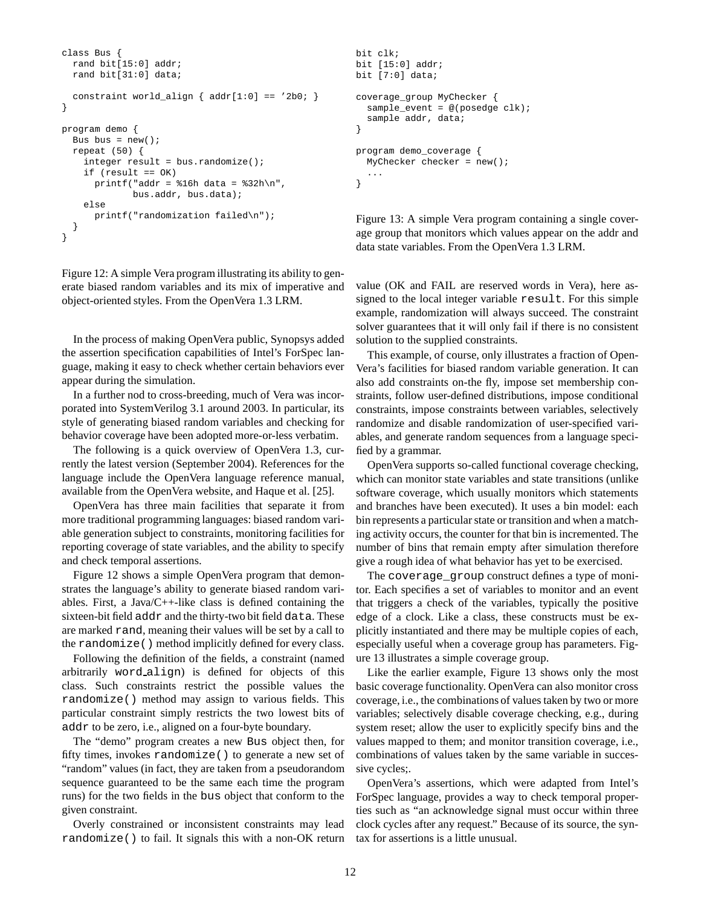```
class Bus {
  rand bit[15:0] addr;
  rand bit[31:0] data;

  constraint world_align { addr[1:0] == '2b0; }
}

program demo {
  Bus bus = new();
  repeat (50) {
    integer result = bus.randomize();
    if (result == OK)
      printf("addr = %16h data = %32h\n",
             bus.addr, bus.data);
    else
      printf("randomization failed\n");
  }
}
```

Figure 12: A simple Vera program illustrating its ability to generate biased random variables and its mix of imperative and object-oriented styles. From the OpenVera 1.3 LRM.

In the process of making OpenVera public, Synopsys added the assertion specification capabilities of Intel's ForSpec language, making it easy to check whether certain behaviors ever appear during the simulation.

In a further nod to cross-breeding, much of Vera was incorporated into SystemVerilog 3.1 around 2003. In particular, its style of generating biased random variables and checking for behavior coverage have been adopted more-or-less verbatim.

The following is a quick overview of OpenVera 1.3, currently the latest version (September 2004). References for the language include the OpenVera language reference manual, available from the OpenVera website, and Haque et al. [25].

OpenVera has three main facilities that separate it from more traditional programming languages: biased random variable generation subject to constraints, monitoring facilities for reporting coverage of state variables, and the ability to specify and check temporal assertions.

Figure 12 shows a simple OpenVera program that demonstrates the language's ability to generate biased random variables. First, a Java/C++-like class is defined containing the sixteen-bit field `addr` and the thirty-two bit field `data`. These are marked `rand`, meaning their values will be set by a call to the `randomize()` method implicitly defined for every class.

Following the definition of the fields, a constraint (named arbitrarily `word_align`) is defined for objects of this class. Such constraints restrict the possible values the `randomize()` method may assign to various fields. This particular constraint simply restricts the two lowest bits of `addr` to be zero, i.e., aligned on a four-byte boundary.

The "demo" program creates a new `Bus` object then, for fifty times, invokes `randomize()` to generate a new set of "random" values (in fact, they are taken from a pseudorandom sequence guaranteed to be the same each time the program runs) for the two fields in the `bus` object that conform to the given constraint.

Overly constrained or inconsistent constraints may lead `randomize()` to fail. It signals this with a non-OK return value (OK and FAIL are reserved words in Vera), here assigned to the local integer variable `result`. For this simple example, randomization will always succeed. The constraint solver guarantees that it will only fail if there is no consistent solution to the supplied constraints.

```
bit clk;
bit [15:0] addr;
bit [7:0] data;

coverage_group MyChecker {
  sample_event = @(posedge clk);
  sample addr, data;
}

program demo_coverage {
  MyChecker checker = new();
  ...
}
```

Figure 13: A simple Vera program containing a single coverage group that monitors which values appear on the addr and data state variables. From the OpenVera 1.3 LRM.

This example, of course, only illustrates a fraction of OpenVera's facilities for biased random variable generation. It can also add constraints on-the fly, impose set membership constraints, follow user-defined distributions, impose conditional constraints, impose constraints between variables, selectively randomize and disable randomization of user-specified variables, and generate random sequences from a language specified by a grammar.

OpenVera supports so-called functional coverage checking, which can monitor state variables and state transitions (unlike software coverage, which usually monitors which statements and branches have been executed). It uses a bin model: each bin represents a particular state or transition and when a matching activity occurs, the counter for that bin is incremented. The number of bins that remain empty after simulation therefore give a rough idea of what behavior has yet to be exercised.

The `coverage_group` construct defines a type of monitor. Each specifies a set of variables to monitor and an event that triggers a check of the variables, typically the positive edge of a clock. Like a class, these constructs must be explicitly instantiated and there may be multiple copies of each, especially useful when a coverage group has parameters. Figure 13 illustrates a simple coverage group.

Like the earlier example, Figure 13 shows only the most basic coverage functionality. OpenVera can also monitor cross coverage, i.e., the combinations of values taken by two or more variables; selectively disable coverage checking, e.g., during system reset; allow the user to explicitly specify bins and the values mapped to them; and monitor transition coverage, i.e., combinations of values taken by the same variable in successive cycles;.

OpenVera's assertions, which were adapted from Intel's ForSpec language, provides a way to check temporal properties such as "an acknowledge signal must occur within three clock cycles after any request." Because of its source, the syntax for assertions is a little unusual.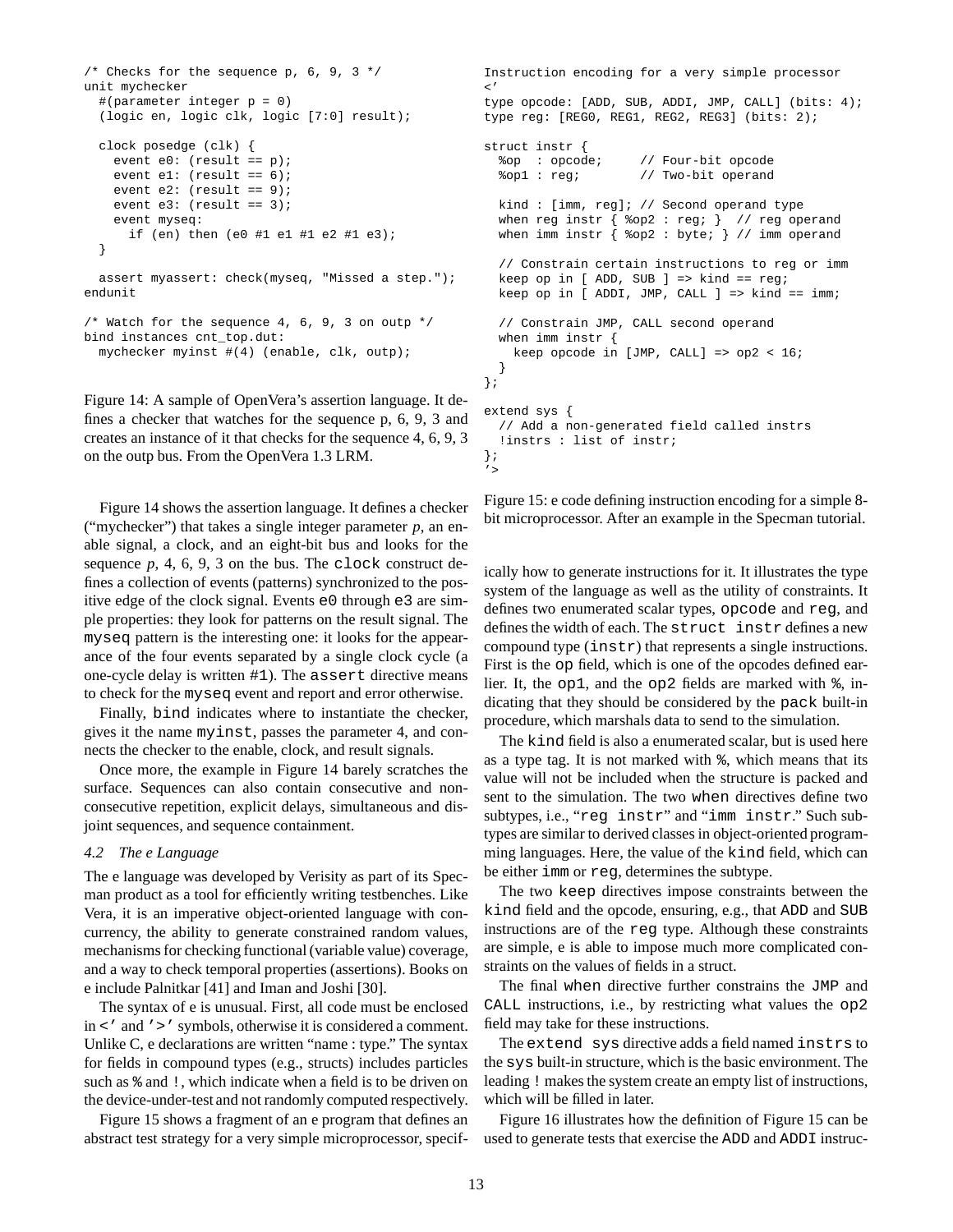```
/* Checks for the sequence p, 6, 9, 3 */
unit mychecker
  #(parameter integer p = 0)
  (logic en, logic clk, logic [7:0] result);

  clock posedge (clk) {
    event e0: (result == p);
    event e1: (result == 6);
    event e2: (result == 9);
    event e3: (result == 3);
    event myseq:
      if (en) then (e0 #1 e1 #1 e2 #1 e3);
  }

  assert myassert: check(myseq, "Missed a step.");
endunit

/* Watch for the sequence 4, 6, 9, 3 on outp */
bind instances cnt_top.dut:
  mychecker myinst #(4) (enable, clk, outp);
```

Figure 14: A sample of OpenVera's assertion language. It defines a checker that watches for the sequence p, 6, 9, 3 and creates an instance of it that checks for the sequence 4, 6, 9, 3 on the outp bus. From the OpenVera 1.3 LRM.

Figure 14 shows the assertion language. It defines a checker ("mychecker") that takes a single integer parameter *p*, an enable signal, a clock, and an eight-bit bus and looks for the sequence *p*, 4, 6, 9, 3 on the bus. The `clock` construct defines a collection of events (patterns) synchronized to the positive edge of the clock signal. Events `e0` through `e3` are simple properties: they look for patterns on the result signal. The `myseq` pattern is the interesting one: it looks for the appearance of the four events separated by a single clock cycle (a one-cycle delay is written `#1`). The `assert` directive means to check for the `myseq` event and report and error otherwise.

Finally, `bind` indicates where to instantiate the checker, gives it the name `myinst`, passes the parameter 4, and connects the checker to the enable, clock, and result signals.

Once more, the example in Figure 14 barely scratches the surface. Sequences can also contain consecutive and nonconsecutive repetition, explicit delays, simultaneous and disjoint sequences, and sequence containment.

### 4.2 The e Language

The e language was developed by Verisity as part of its Specman product as a tool for efficiently writing testbenches. Like Vera, it is an imperative object-oriented language with concurrency, the ability to generate constrained random values, mechanisms for checking functional (variable value) coverage, and a way to check temporal properties (assertions). Books on e include Palnitkar [41] and Iman and Joshi [30].

The syntax of e is unusual. First, all code must be enclosed in `<'` and `'>'` symbols, otherwise it is considered a comment. Unlike C, e declarations are written "name : type." The syntax for fields in compound types (e.g., structs) includes particles such as `%` and `!`, which indicate when a field is to be driven on the device-under-test and not randomly computed respectively.

Figure 15 shows a fragment of an e program that defines an abstract test strategy for a very simple microprocessor, specifically how to generate instructions for it. It illustrates the type system of the language as well as the utility of constraints. It defines two enumerated scalar types, `opcode` and `reg`, and defines the width of each. The `struct instr` defines a new compound type (`instr`) that represents a single instructions. First is the `op` field, which is one of the opcodes defined earlier. It, the `op1`, and the `op2` fields are marked with `%`, indicating that they should be considered by the `pack` built-in procedure, which marshals data to send to the simulation.

```
Instruction encoding for a very simple processor
<'
type opcode: [ADD, SUB, ADDI, JMP, CALL] (bits: 4);
type reg: [REG0, REG1, REG2, REG3] (bits: 2);

struct instr {
  %op  : opcode;      // Four-bit opcode
  %op1 : reg;         // Two-bit operand

  kind : [imm, reg]; // Second operand type
  when reg instr { %op2 : reg; }  // reg operand
  when imm instr { %op2 : byte; } // imm operand

  // Constrain certain instructions to reg or imm
  keep op in [ ADD, SUB ] => kind == reg;
  keep op in [ ADDI, JMP, CALL ] => kind == imm;

  // Constrain JMP, CALL second operand
  when imm instr {
    keep opcode in [JMP, CALL] => op2 < 16;
  }
};

extend sys {
  // Add a non-generated field called instrs
  !instrs : list of instr;
};
'>
```

Figure 15: e code defining instruction encoding for a simple 8-bit microprocessor. After an example in the Specman tutorial.

The `kind` field is also a enumerated scalar, but is used here as a type tag. It is not marked with `%`, which means that its value will not be included when the structure is packed and sent to the simulation. The two `when` directives define two subtypes, i.e., "`reg instr`" and "`imm instr`." Such subtypes are similar to derived classes in object-oriented programming languages. Here, the value of the `kind` field, which can be either `imm` or `reg`, determines the subtype.

The two `keep` directives impose constraints between the `kind` field and the opcode, ensuring, e.g., that `ADD` and `SUB` instructions are of the `reg` type. Although these constraints are simple, e is able to impose much more complicated constraints on the values of fields in a struct.

The final `when` directive further constrains the `JMP` and `CALL` instructions, i.e., by restricting what values the `op2` field may take for these instructions.

The `extend sys` directive adds a field named `instrs` to the `sys` built-in structure, which is the basic environment. The leading `!` makes the system create an empty list of instructions, which will be filled in later.

Figure 16 illustrates how the definition of Figure 15 can be used to generate tests that exercise the `ADD` and `ADDI` instruc-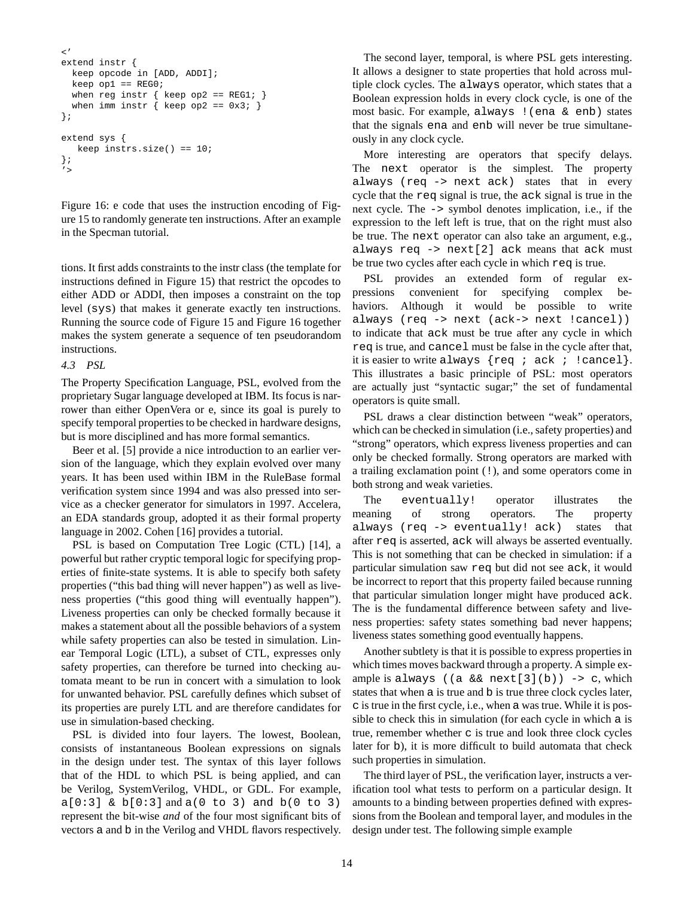```
<'
extend instr {
  keep opcode in [ADD, ADDI];
  keep op1 == REG0;
  when reg instr { keep op2 == REG1; }
  when imm instr { keep op2 == 0x3; }
};

extend sys {
   keep instrs.size() == 10;
};
'>
```

Figure 16: e code that uses the instruction encoding of Figure 15 to randomly generate ten instructions. After an example in the Specman tutorial.

tions. It first adds constraints to the instr class (the template for instructions defined in Figure 15) that restrict the opcodes to either ADD or ADDI, then imposes a constraint on the top level (sys) that makes it generate exactly ten instructions. Running the source code of Figure 15 and Figure 16 together makes the system generate a sequence of ten pseudorandom instructions.

### *4.3 PSL*

The Property Specification Language, PSL, evolved from the proprietary Sugar language developed at IBM. Its focus is narrower than either OpenVera or e, since its goal is purely to specify temporal properties to be checked in hardware designs, but is more disciplined and has more formal semantics.

Beer et al. [5] provide a nice introduction to an earlier version of the language, which they explain evolved over many years. It has been used within IBM in the RuleBase formal verification system since 1994 and was also pressed into service as a checker generator for simulators in 1997. Accelera, an EDA standards group, adopted it as their formal property language in 2002. Cohen [16] provides a tutorial.

PSL is based on Computation Tree Logic (CTL) [14], a powerful but rather cryptic temporal logic for specifying properties of finite-state systems. It is able to specify both safety properties ("this bad thing will never happen") as well as liveness properties ("this good thing will eventually happen"). Liveness properties can only be checked formally because it makes a statement about all the possible behaviors of a system while safety properties can also be tested in simulation. Linear Temporal Logic (LTL), a subset of CTL, expresses only safety properties, can therefore be turned into checking automata meant to be run in concert with a simulation to look for unwanted behavior. PSL carefully defines which subset of its properties are purely LTL and are therefore candidates for use in simulation-based checking.

PSL is divided into four layers. The lowest, Boolean, consists of instantaneous Boolean expressions on signals in the design under test. The syntax of this layer follows that of the HDL to which PSL is being applied, and can be Verilog, SystemVerilog, VHDL, or GDL. For example, `a[0:3] & b[0:3]` and `a(0 to 3) and b(0 to 3)` represent the bit-wise *and* of the four most significant bits of vectors `a` and `b` in the Verilog and VHDL flavors respectively.

The second layer, temporal, is where PSL gets interesting. It allows a designer to state properties that hold across multiple clock cycles. The `always` operator, which states that a Boolean expression holds in every clock cycle, is one of the most basic. For example, `always !(ena & enb)` states that the signals `ena` and `enb` will never be true simultaneously in any clock cycle.

More interesting are operators that specify delays. The `next` operator is the simplest. The property `always (req -> next ack)` states that in every cycle that the `req` signal is true, the `ack` signal is true in the next cycle. The `->` symbol denotes implication, i.e., if the expression to the left left is true, that on the right must also be true. The `next` operator can also take an argument, e.g., `always req -> next[2] ack` means that `ack` must be true two cycles after each cycle in which `req` is true.

PSL provides an extended form of regular expressions convenient for specifying complex behaviors. Although it would be possible to write `always (req -> next (ack-> next !cancel))` to indicate that `ack` must be true after any cycle in which `req` is true, and `cancel` must be false in the cycle after that, it is easier to write `always {req ; ack ; !cancel}`. This illustrates a basic principle of PSL: most operators are actually just "syntactic sugar;" the set of fundamental operators is quite small.

PSL draws a clear distinction between "weak" operators, which can be checked in simulation (i.e., safety properties) and "strong" operators, which express liveness properties and can only be checked formally. Strong operators are marked with a trailing exclamation point (`!`), and some operators come in both strong and weak varieties.

The `eventually!` operator illustrates the meaning of strong operators. The property `always (req -> eventually! ack)` states that after `req` is asserted, `ack` will always be asserted eventually. This is not something that can be checked in simulation: if a particular simulation saw `req` but did not see `ack`, it would be incorrect to report that this property failed because running that particular simulation longer might have produced `ack`. The is the fundamental difference between safety and liveness properties: safety states something bad never happens; liveness states something good eventually happens.

Another subtlety is that it is possible to express properties in which times moves backward through a property. A simple example is `always ((a && next[3](b)) -> c`, which states that when `a` is true and `b` is true three clock cycles later, `c` is true in the first cycle, i.e., when `a` was true. While it is possible to check this in simulation (for each cycle in which `a` is true, remember whether `c` is true and look three clock cycles later for `b`), it is more difficult to build automata that check such properties in simulation.

The third layer of PSL, the verification layer, instructs a verification tool what tests to perform on a particular design. It amounts to a binding between properties defined with expressions from the Boolean and temporal layer, and modules in the design under test. The following simple example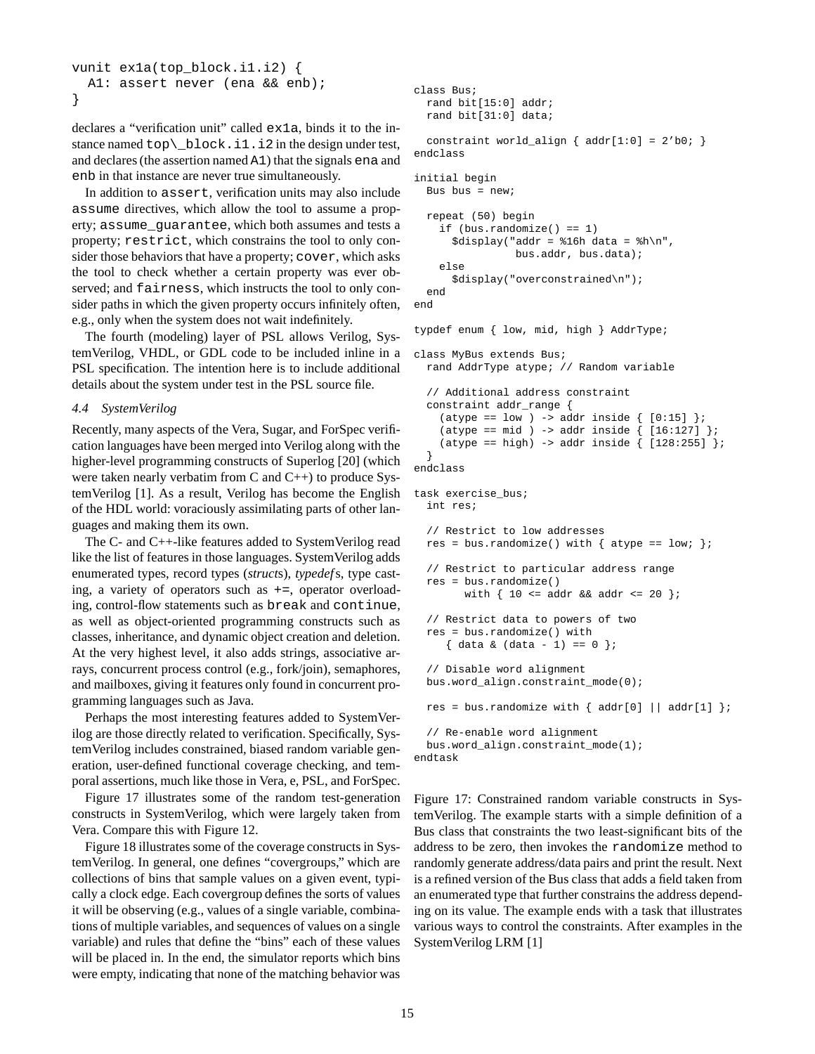```
vunit ex1a(top_block.i1.i2) {
  A1: assert never (ena && enb);
}
```

declares a "verification unit" called `ex1a`, binds it to the instance named `top\_block.i1.i2` in the design under test, and declares (the assertion named `A1`) that the signals `ena` and `enb` in that instance are never true simultaneously.

In addition to `assert`, verification units may also include `assume` directives, which allow the tool to assume a property; `assume_guarantee`, which both assumes and tests a property; `restrict`, which constrains the tool to only consider those behaviors that have a property; `cover`, which asks the tool to check whether a certain property was ever observed; and `fairness`, which instructs the tool to only consider paths in which the given property occurs infinitely often, e.g., only when the system does not wait indefinitely.

The fourth (modeling) layer of PSL allows Verilog, SystemVerilog, VHDL, or GDL code to be included inline in a PSL specification. The intention here is to include additional details about the system under test in the PSL source file.

### 4.4 SystemVerilog

Recently, many aspects of the Vera, Sugar, and ForSpec verification languages have been merged into Verilog along with the higher-level programming constructs of Superlog [20] (which were taken nearly verbatim from C and C++) to produce SystemVerilog [1]. As a result, Verilog has become the English of the HDL world: voraciously assimilating parts of other languages and making them its own.

The C- and C++-like features added to SystemVerilog read like the list of features in those languages. SystemVerilog adds enumerated types, record types (*structs*), *typedefs*, type casting, a variety of operators such as `+=`, operator overloading, control-flow statements such as `break` and `continue`, as well as object-oriented programming constructs such as classes, inheritance, and dynamic object creation and deletion. At the very highest level, it also adds strings, associative arrays, concurrent process control (e.g., fork/join), semaphores, and mailboxes, giving it features only found in concurrent programming languages such as Java.

Perhaps the most interesting features added to SystemVerilog are those directly related to verification. Specifically, SystemVerilog includes constrained, biased random variable generation, user-defined functional coverage checking, and temporal assertions, much like those in Vera, e, PSL, and ForSpec.

Figure 17 illustrates some of the random test-generation constructs in SystemVerilog, which were largely taken from Vera. Compare this with Figure 12.

Figure 18 illustrates some of the coverage constructs in SystemVerilog. In general, one defines "covergroups," which are collections of bins that sample values on a given event, typically a clock edge. Each covergroup defines the sorts of values it will be observing (e.g., values of a single variable, combinations of multiple variables, and sequences of values on a single variable) and rules that define the "bins" each of these values will be placed in. In the end, the simulator reports which bins were empty, indicating that none of the matching behavior was

```
class Bus;
  rand bit[15:0] addr;
  rand bit[31:0] data;

  constraint world_align { addr[1:0] = 2'b0; }
endclass

initial begin
  Bus bus = new;

  repeat (50) begin
    if (bus.randomize() == 1)
      $display("addr = %16h data = %h\n",
               bus.addr, bus.data);
    else
      $display("overconstrained\n");
  end
end

typdef enum { low, mid, high } AddrType;

class MyBus extends Bus;
  rand AddrType atype; // Random variable

  // Additional address constraint
  constraint addr_range {
    (atype == low ) -> addr inside { [0:15] };
    (atype == mid ) -> addr inside { [16:127] };
    (atype == high) -> addr inside { [128:255] };
  }
endclass

task exercise_bus;
  int res;

  // Restrict to low addresses
  res = bus.randomize() with { atype == low; };

  // Restrict to particular address range
  res = bus.randomize()
        with { 10 <= addr && addr <= 20 };

  // Restrict data to powers of two
  res = bus.randomize() with
     { data & (data - 1) == 0 };

  // Disable word alignment
  bus.word_align.constraint_mode(0);

  res = bus.randomize with { addr[0] || addr[1] };

  // Re-enable word alignment
  bus.word_align.constraint_mode(1);
endtask
```

Figure 17: Constrained random variable constructs in SystemVerilog. The example starts with a simple definition of a Bus class that constraints the two least-significant bits of the address to be zero, then invokes the `randomize` method to randomly generate address/data pairs and print the result. Next is a refined version of the Bus class that adds a field taken from an enumerated type that further constrains the address depending on its value. The example ends with a task that illustrates various ways to control the constraints. After examples in the SystemVerilog LRM [1]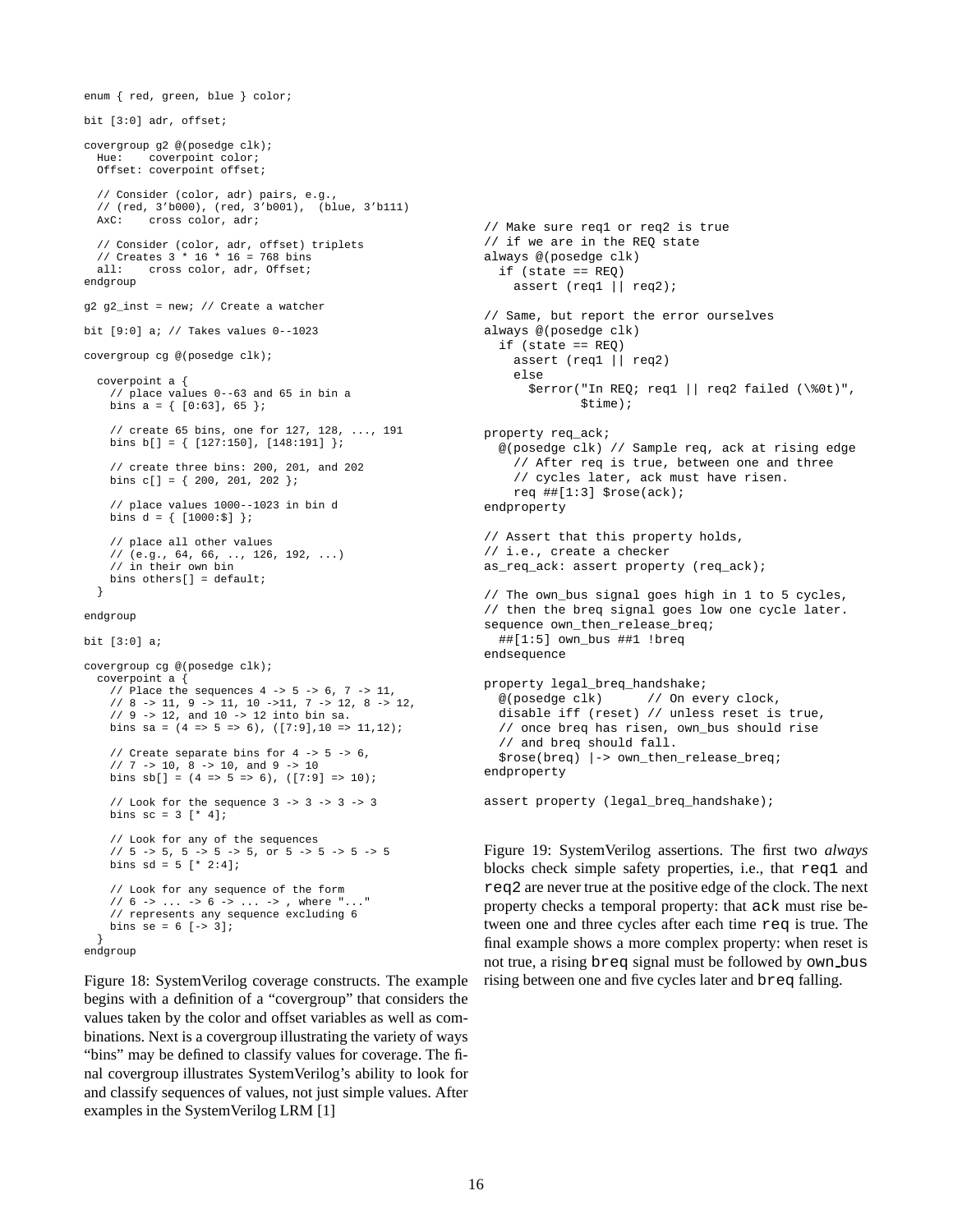```
enum { red, green, blue } color;

bit [3:0] adr, offset;

covergroup g2 @(posedge clk);
  Hue:    coverpoint color;
  Offset: coverpoint offset;

  // Consider (color, adr) pairs, e.g.,
  // (red, 3'b000), (red, 3'b001),  (blue, 3'b111)
  AxC:    cross color, adr;

  // Consider (color, adr, offset) triplets
  // Creates 3 * 16 * 16 = 768 bins
  all:    cross color, adr, Offset;
endgroup

g2 g2_inst = new; // Create a watcher

bit [9:0] a; // Takes values 0--1023

covergroup cg @(posedge clk);

  coverpoint a {
    // place values 0--63 and 65 in bin a
    bins a = { [0:63], 65 };

    // create 65 bins, one for 127, 128, ..., 191
    bins b[] = { [127:150], [148:191] };

    // create three bins: 200, 201, and 202
    bins c[] = { 200, 201, 202 };

    // place values 1000--1023 in bin d
    bins d = { [1000:$] };

    // place all other values
    // (e.g., 64, 66, .., 126, 192, ...)
    // in their own bin
    bins others[] = default;
  }

endgroup

bit [3:0] a;

covergroup cg @(posedge clk);
  coverpoint a {
    // Place the sequences 4 -> 5 -> 6, 7 -> 11,
    // 8 -> 11, 9 -> 11, 10 ->11, 7 -> 12, 8 -> 12,
    // 9 -> 12, and 10 -> 12 into bin sa.
    bins sa = (4 => 5 => 6), ([7:9],10 => 11,12);

    // Create separate bins for 4 -> 5 -> 6,
    // 7 -> 10, 8 -> 10, and 9 -> 10
    bins sb[] = (4 => 5 => 6), ([7:9] => 10);

    // Look for the sequence 3 -> 3 -> 3 -> 3
    bins sc = 3 [* 4];

    // Look for any of the sequences
    // 5 -> 5, 5 -> 5 -> 5, or 5 -> 5 -> 5 -> 5
    bins sd = 5 [* 2:4];

    // Look for any sequence of the form
    // 6 -> ... -> 6 -> ... -> , where "..."
    // represents any sequence excluding 6
    bins se = 6 [-> 3];
  }
endgroup
```

Figure 18: SystemVerilog coverage constructs. The example begins with a definition of a "covergroup" that considers the values taken by the color and offset variables as well as combinations. Next is a covergroup illustrating the variety of ways "bins" may be defined to classify values for coverage. The final covergroup illustrates SystemVerilog's ability to look for and classify sequences of values, not just simple values. After examples in the SystemVerilog LRM [1]

```
// Make sure req1 or req2 is true
// if we are in the REQ state
always @(posedge clk)
  if (state == REQ)
    assert (req1 || req2);

// Same, but report the error ourselves
always @(posedge clk)
  if (state == REQ)
    assert (req1 || req2)
    else
      $error("In REQ; req1 || req2 failed (\%0t)",
             $time);

property req_ack;
  @(posedge clk) // Sample req, ack at rising edge
    // After req is true, between one and three
    // cycles later, ack must have risen.
    req ##[1:3] $rose(ack);
endproperty

// Assert that this property holds,
// i.e., create a checker
as_req_ack: assert property (req_ack);

// The own_bus signal goes high in 1 to 5 cycles,
// then the breq signal goes low one cycle later.
sequence own_then_release_breq;
  ##[1:5] own_bus ##1 !breq
endsequence

property legal_breq_handshake;
  @(posedge clk)      // On every clock,
  disable iff (reset) // unless reset is true,
  // once breq has risen, own_bus should rise
  // and breq should fall.
  $rose(breq) |-> own_then_release_breq;
endproperty

assert property (legal_breq_handshake);
```

Figure 19: SystemVerilog assertions. The first two *always* blocks check simple safety properties, i.e., that `req1` and `req2` are never true at the positive edge of the clock. The next property checks a temporal property: that `ack` must rise between one and three cycles after each time `req` is true. The final example shows a more complex property: when reset is not true, a rising `breq` signal must be followed by `own_bus` rising between one and five cycles later and `breq` falling.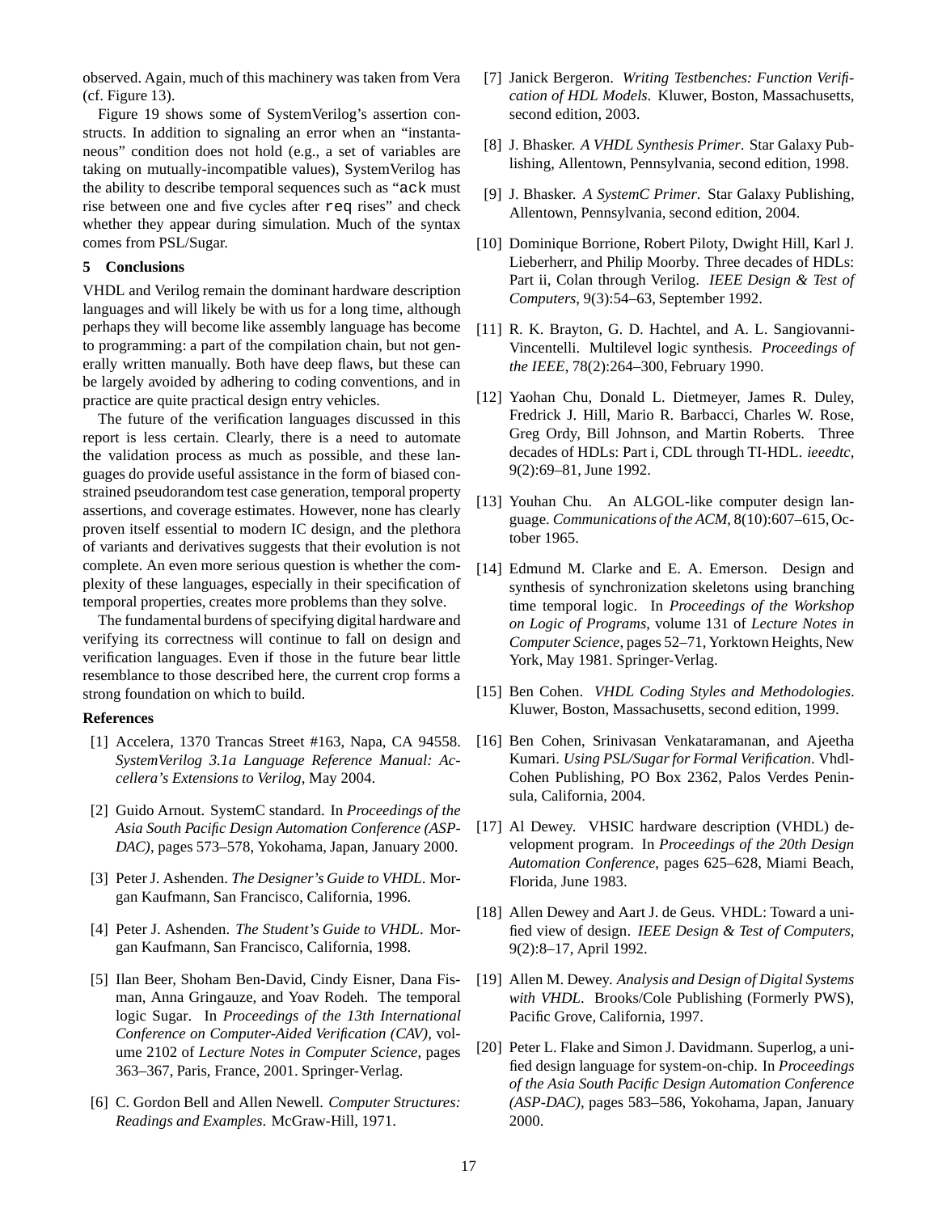observed. Again, much of this machinery was taken from Vera (cf. Figure 13).

Figure 19 shows some of SystemVerilog's assertion constructs. In addition to signaling an error when an "instantaneous" condition does not hold (e.g., a set of variables are taking on mutually-incompatible values), SystemVerilog has the ability to describe temporal sequences such as "`ack` must rise between one and five cycles after `req` rises" and check whether they appear during simulation. Much of the syntax comes from PSL/Sugar.

## 5 Conclusions

VHDL and Verilog remain the dominant hardware description languages and will likely be with us for a long time, although perhaps they will become like assembly language has become to programming: a part of the compilation chain, but not generally written manually. Both have deep flaws, but these can be largely avoided by adhering to coding conventions, and in practice are quite practical design entry vehicles.

The future of the verification languages discussed in this report is less certain. Clearly, there is a need to automate the validation process as much as possible, and these languages do provide useful assistance in the form of biased constrained pseudorandom test case generation, temporal property assertions, and coverage estimates. However, none has clearly proven itself essential to modern IC design, and the plethora of variants and derivatives suggests that their evolution is not complete. An even more serious question is whether the complexity of these languages, especially in their specification of temporal properties, creates more problems than they solve.

The fundamental burdens of specifying digital hardware and verifying its correctness will continue to fall on design and verification languages. Even if those in the future bear little resemblance to those described here, the current crop forms a strong foundation on which to build.

## References

[1] Accelera, 1370 Trancas Street #163, Napa, CA 94558. *SystemVerilog 3.1a Language Reference Manual: Accellera's Extensions to Verilog*, May 2004.

[2] Guido Arnout. SystemC standard. In *Proceedings of the Asia South Pacific Design Automation Conference (ASP-DAC)*, pages 573–578, Yokohama, Japan, January 2000.

[3] Peter J. Ashenden. *The Designer's Guide to VHDL*. Morgan Kaufmann, San Francisco, California, 1996.

[4] Peter J. Ashenden. *The Student's Guide to VHDL*. Morgan Kaufmann, San Francisco, California, 1998.

[5] Ilan Beer, Shoham Ben-David, Cindy Eisner, Dana Fisman, Anna Gringauze, and Yoav Rodeh. The temporal logic Sugar. In *Proceedings of the 13th International Conference on Computer-Aided Verification (CAV)*, volume 2102 of *Lecture Notes in Computer Science*, pages 363–367, Paris, France, 2001. Springer-Verlag.

[6] C. Gordon Bell and Allen Newell. *Computer Structures: Readings and Examples*. McGraw-Hill, 1971.

[7] Janick Bergeron. *Writing Testbenches: Function Verification of HDL Models*. Kluwer, Boston, Massachusetts, second edition, 2003.

[8] J. Bhasker. *A VHDL Synthesis Primer*. Star Galaxy Publishing, Allentown, Pennsylvania, second edition, 1998.

[9] J. Bhasker. *A SystemC Primer*. Star Galaxy Publishing, Allentown, Pennsylvania, second edition, 2004.

[10] Dominique Borrione, Robert Piloty, Dwight Hill, Karl J. Lieberherr, and Philip Moorby. Three decades of HDLs: Part ii, Colan through Verilog. *IEEE Design & Test of Computers*, 9(3):54–63, September 1992.

[11] R. K. Brayton, G. D. Hachtel, and A. L. Sangiovanni-Vincentelli. Multilevel logic synthesis. *Proceedings of the IEEE*, 78(2):264–300, February 1990.

[12] Yaohan Chu, Donald L. Dietmeyer, James R. Duley, Fredrick J. Hill, Mario R. Barbacci, Charles W. Rose, Greg Ordy, Bill Johnson, and Martin Roberts. Three decades of HDLs: Part i, CDL through TI-HDL. *ieeedtc*, 9(2):69–81, June 1992.

[13] Youhan Chu. An ALGOL-like computer design language. *Communications of the ACM*, 8(10):607–615, October 1965.

[14] Edmund M. Clarke and E. A. Emerson. Design and synthesis of synchronization skeletons using branching time temporal logic. In *Proceedings of the Workshop on Logic of Programs*, volume 131 of *Lecture Notes in Computer Science*, pages 52–71, Yorktown Heights, New York, May 1981. Springer-Verlag.

[15] Ben Cohen. *VHDL Coding Styles and Methodologies*. Kluwer, Boston, Massachusetts, second edition, 1999.

[16] Ben Cohen, Srinivasan Venkataramanan, and Ajeetha Kumari. *Using PSL/Sugar for Formal Verification*. Vhdl-Cohen Publishing, PO Box 2362, Palos Verdes Peninsula, California, 2004.

[17] Al Dewey. VHSIC hardware description (VHDL) development program. In *Proceedings of the 20th Design Automation Conference*, pages 625–628, Miami Beach, Florida, June 1983.

[18] Allen Dewey and Aart J. de Geus. VHDL: Toward a unified view of design. *IEEE Design & Test of Computers*, 9(2):8–17, April 1992.

[19] Allen M. Dewey. *Analysis and Design of Digital Systems with VHDL*. Brooks/Cole Publishing (Formerly PWS), Pacific Grove, California, 1997.

[20] Peter L. Flake and Simon J. Davidmann. Superlog, a unified design language for system-on-chip. In *Proceedings of the Asia South Pacific Design Automation Conference (ASP-DAC)*, pages 583–586, Yokohama, Japan, January 2000.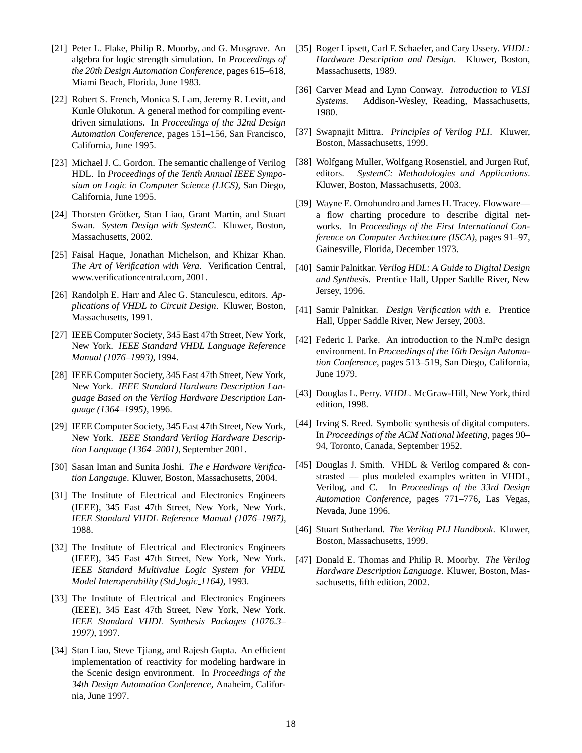[21] Peter L. Flake, Philip R. Moorby, and G. Musgrave. An algebra for logic strength simulation. In *Proceedings of the 20th Design Automation Conference*, pages 615–618, Miami Beach, Florida, June 1983.

[22] Robert S. French, Monica S. Lam, Jeremy R. Levitt, and Kunle Olukotun. A general method for compiling event-driven simulations. In *Proceedings of the 32nd Design Automation Conference*, pages 151–156, San Francisco, California, June 1995.

[23] Michael J. C. Gordon. The semantic challenge of Verilog HDL. In *Proceedings of the Tenth Annual IEEE Symposium on Logic in Computer Science (LICS)*, San Diego, California, June 1995.

[24] Thorsten Grötker, Stan Liao, Grant Martin, and Stuart Swan. *System Design with SystemC*. Kluwer, Boston, Massachusetts, 2002.

[25] Faisal Haque, Jonathan Michelson, and Khizar Khan. *The Art of Verification with Vera*. Verification Central, www.verificationcentral.com, 2001.

[26] Randolph E. Harr and Alec G. Stanculescu, editors. *Applications of VHDL to Circuit Design*. Kluwer, Boston, Massachusetts, 1991.

[27] IEEE Computer Society, 345 East 47th Street, New York, New York. *IEEE Standard VHDL Language Reference Manual (1076–1993)*, 1994.

[28] IEEE Computer Society, 345 East 47th Street, New York, New York. *IEEE Standard Hardware Description Language Based on the Verilog Hardware Description Language (1364–1995)*, 1996.

[29] IEEE Computer Society, 345 East 47th Street, New York, New York. *IEEE Standard Verilog Hardware Description Language (1364–2001)*, September 2001.

[30] Sasan Iman and Sunita Joshi. *The e Hardware Verification Langauge*. Kluwer, Boston, Massachusetts, 2004.

[31] The Institute of Electrical and Electronics Engineers (IEEE), 345 East 47th Street, New York, New York. *IEEE Standard VHDL Reference Manual (1076–1987)*, 1988.

[32] The Institute of Electrical and Electronics Engineers (IEEE), 345 East 47th Street, New York, New York. *IEEE Standard Multivalue Logic System for VHDL Model Interoperability (Std_logic_1164)*, 1993.

[33] The Institute of Electrical and Electronics Engineers (IEEE), 345 East 47th Street, New York, New York. *IEEE Standard VHDL Synthesis Packages (1076.3–1997)*, 1997.

[34] Stan Liao, Steve Tjiang, and Rajesh Gupta. An efficient implementation of reactivity for modeling hardware in the Scenic design environment. In *Proceedings of the 34th Design Automation Conference*, Anaheim, California, June 1997.

[35] Roger Lipsett, Carl F. Schaefer, and Cary Ussery. *VHDL: Hardware Description and Design*. Kluwer, Boston, Massachusetts, 1989.

[36] Carver Mead and Lynn Conway. *Introduction to VLSI Systems*. Addison-Wesley, Reading, Massachusetts, 1980.

[37] Swapnajit Mittra. *Principles of Verilog PLI*. Kluwer, Boston, Massachusetts, 1999.

[38] Wolfgang Muller, Wolfgang Rosenstiel, and Jurgen Ruf, editors. *SystemC: Methodologies and Applications*. Kluwer, Boston, Massachusetts, 2003.

[39] Wayne E. Omohundro and James H. Tracey. Flowware—a flow charting procedure to describe digital networks. In *Proceedings of the First International Conference on Computer Architecture (ISCA)*, pages 91–97, Gainesville, Florida, December 1973.

[40] Samir Palnitkar. *Verilog HDL: A Guide to Digital Design and Synthesis*. Prentice Hall, Upper Saddle River, New Jersey, 1996.

[41] Samir Palnitkar. *Design Verification with e*. Prentice Hall, Upper Saddle River, New Jersey, 2003.

[42] Federic I. Parke. An introduction to the N.mPc design environment. In *Proceedings of the 16th Design Automation Conference*, pages 513–519, San Diego, California, June 1979.

[43] Douglas L. Perry. *VHDL*. McGraw-Hill, New York, third edition, 1998.

[44] Irving S. Reed. Symbolic synthesis of digital computers. In *Proceedings of the ACM National Meeting*, pages 90–94, Toronto, Canada, September 1952.

[45] Douglas J. Smith. VHDL & Verilog compared & constrasted — plus modeled examples written in VHDL, Verilog, and C. In *Proceedings of the 33rd Design Automation Conference*, pages 771–776, Las Vegas, Nevada, June 1996.

[46] Stuart Sutherland. *The Verilog PLI Handbook*. Kluwer, Boston, Massachusetts, 1999.

[47] Donald E. Thomas and Philip R. Moorby. *The Verilog Hardware Description Language*. Kluwer, Boston, Massachusetts, fifth edition, 2002.